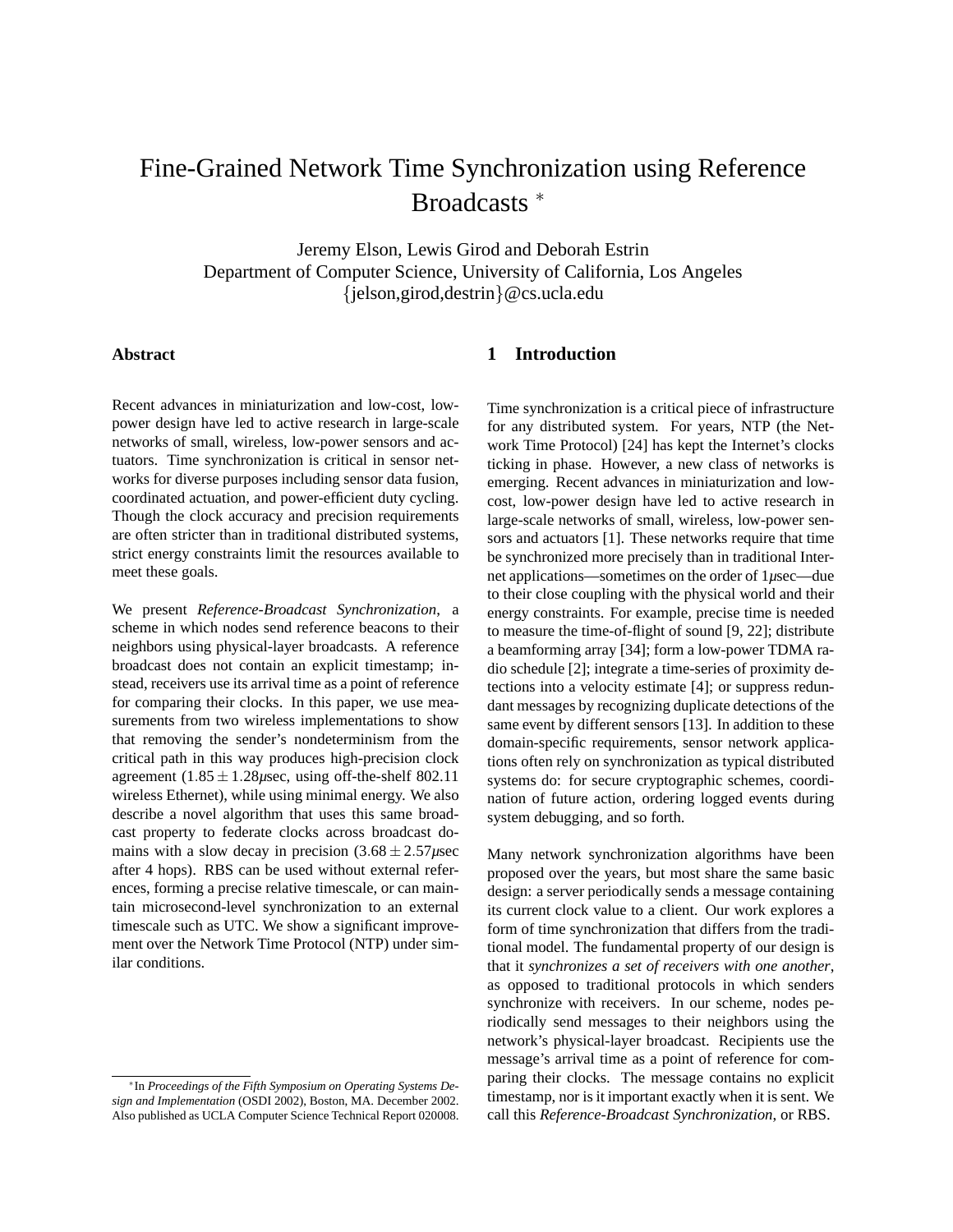# Fine-Grained Network Time Synchronization using Reference Broadcasts *

Jeremy Elson, Lewis Girod and Deborah Estrin
Department of Computer Science, University of California, Los Angeles
{jelson,girod,destrin}@cs.ucla.edu

## Abstract

Recent advances in miniaturization and low-cost, low-power design have led to active research in large-scale networks of small, wireless, low-power sensors and actuators. Time synchronization is critical in sensor networks for diverse purposes including sensor data fusion, coordinated actuation, and power-efficient duty cycling. Though the clock accuracy and precision requirements are often stricter than in traditional distributed systems, strict energy constraints limit the resources available to meet these goals.

We present *Reference-Broadcast Synchronization*, a scheme in which nodes send reference beacons to their neighbors using physical-layer broadcasts. A reference broadcast does not contain an explicit timestamp; instead, receivers use its arrival time as a point of reference for comparing their clocks. In this paper, we use measurements from two wireless implementations to show that removing the sender's nondeterminism from the critical path in this way produces high-precision clock agreement ($1.85 \pm 1.28\mu$sec, using off-the-shelf 802.11 wireless Ethernet), while using minimal energy. We also describe a novel algorithm that uses this same broadcast property to federate clocks across broadcast domains with a slow decay in precision ($3.68 \pm 2.57\mu$sec after 4 hops). RBS can be used without external references, forming a precise relative timescale, or can maintain microsecond-level synchronization to an external timescale such as UTC. We show a significant improvement over the Network Time Protocol (NTP) under similar conditions.

## 1 Introduction

Time synchronization is a critical piece of infrastructure for any distributed system. For years, NTP (the Network Time Protocol) [24] has kept the Internet's clocks ticking in phase. However, a new class of networks is emerging. Recent advances in miniaturization and low-cost, low-power design have led to active research in large-scale networks of small, wireless, low-power sensors and actuators [1]. These networks require that time be synchronized more precisely than in traditional Internet applications—sometimes on the order of $1\mu$sec—due to their close coupling with the physical world and their energy constraints. For example, precise time is needed to measure the time-of-flight of sound [9, 22]; distribute a beamforming array [34]; form a low-power TDMA radio schedule [2]; integrate a time-series of proximity detections into a velocity estimate [4]; or suppress redundant messages by recognizing duplicate detections of the same event by different sensors [13]. In addition to these domain-specific requirements, sensor network applications often rely on synchronization as typical distributed systems do: for secure cryptographic schemes, coordination of future action, ordering logged events during system debugging, and so forth.

Many network synchronization algorithms have been proposed over the years, but most share the same basic design: a server periodically sends a message containing its current clock value to a client. Our work explores a form of time synchronization that differs from the traditional model. The fundamental property of our design is that it *synchronizes a set of receivers with one another*, as opposed to traditional protocols in which senders synchronize with receivers. In our scheme, nodes periodically send messages to their neighbors using the network's physical-layer broadcast. Recipients use the message's arrival time as a point of reference for comparing their clocks. The message contains no explicit timestamp, nor is it important exactly when it is sent. We call this *Reference-Broadcast Synchronization*, or RBS.

*In *Proceedings of the Fifth Symposium on Operating Systems Design and Implementation* (OSDI 2002), Boston, MA. December 2002. Also published as UCLA Computer Science Technical Report 020008.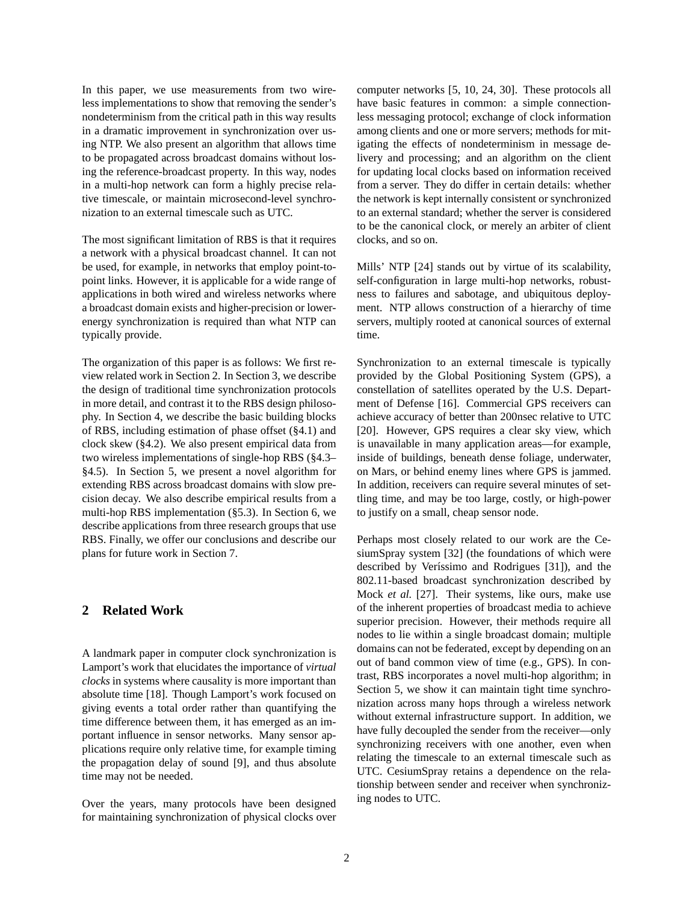In this paper, we use measurements from two wireless implementations to show that removing the sender's nondeterminism from the critical path in this way results in a dramatic improvement in synchronization over using NTP. We also present an algorithm that allows time to be propagated across broadcast domains without losing the reference-broadcast property. In this way, nodes in a multi-hop network can form a highly precise relative timescale, or maintain microsecond-level synchronization to an external timescale such as UTC.

The most significant limitation of RBS is that it requires a network with a physical broadcast channel. It can not be used, for example, in networks that employ point-to-point links. However, it is applicable for a wide range of applications in both wired and wireless networks where a broadcast domain exists and higher-precision or lower-energy synchronization is required than what NTP can typically provide.

The organization of this paper is as follows: We first review related work in Section 2. In Section 3, we describe the design of traditional time synchronization protocols in more detail, and contrast it to the RBS design philosophy. In Section 4, we describe the basic building blocks of RBS, including estimation of phase offset (§4.1) and clock skew (§4.2). We also present empirical data from two wireless implementations of single-hop RBS (§4.3–§4.5). In Section 5, we present a novel algorithm for extending RBS across broadcast domains with slow precision decay. We also describe empirical results from a multi-hop RBS implementation (§5.3). In Section 6, we describe applications from three research groups that use RBS. Finally, we offer our conclusions and describe our plans for future work in Section 7.

## 2 Related Work

A landmark paper in computer clock synchronization is Lamport's work that elucidates the importance of *virtual clocks* in systems where causality is more important than absolute time [18]. Though Lamport's work focused on giving events a total order rather than quantifying the time difference between them, it has emerged as an important influence in sensor networks. Many sensor applications require only relative time, for example timing the propagation delay of sound [9], and thus absolute time may not be needed.

Over the years, many protocols have been designed for maintaining synchronization of physical clocks over computer networks [5, 10, 24, 30]. These protocols all have basic features in common: a simple connectionless messaging protocol; exchange of clock information among clients and one or more servers; methods for mitigating the effects of nondeterminism in message delivery and processing; and an algorithm on the client for updating local clocks based on information received from a server. They do differ in certain details: whether the network is kept internally consistent or synchronized to an external standard; whether the server is considered to be the canonical clock, or merely an arbiter of client clocks, and so on.

Mills' NTP [24] stands out by virtue of its scalability, self-configuration in large multi-hop networks, robustness to failures and sabotage, and ubiquitous deployment. NTP allows construction of a hierarchy of time servers, multiply rooted at canonical sources of external time.

Synchronization to an external timescale is typically provided by the Global Positioning System (GPS), a constellation of satellites operated by the U.S. Department of Defense [16]. Commercial GPS receivers can achieve accuracy of better than 200nsec relative to UTC [20]. However, GPS requires a clear sky view, which is unavailable in many application areas—for example, inside of buildings, beneath dense foliage, underwater, on Mars, or behind enemy lines where GPS is jammed. In addition, receivers can require several minutes of settling time, and may be too large, costly, or high-power to justify on a small, cheap sensor node.

Perhaps most closely related to our work are the CesiumSpray system [32] (the foundations of which were described by Veríssimo and Rodrigues [31]), and the 802.11-based broadcast synchronization described by Mock *et al.* [27]. Their systems, like ours, make use of the inherent properties of broadcast media to achieve superior precision. However, their methods require all nodes to lie within a single broadcast domain; multiple domains can not be federated, except by depending on an out of band common view of time (e.g., GPS). In contrast, RBS incorporates a novel multi-hop algorithm; in Section 5, we show it can maintain tight time synchronization across many hops through a wireless network without external infrastructure support. In addition, we have fully decoupled the sender from the receiver—only synchronizing receivers with one another, even when relating the timescale to an external timescale such as UTC. CesiumSpray retains a dependence on the relationship between sender and receiver when synchronizing nodes to UTC.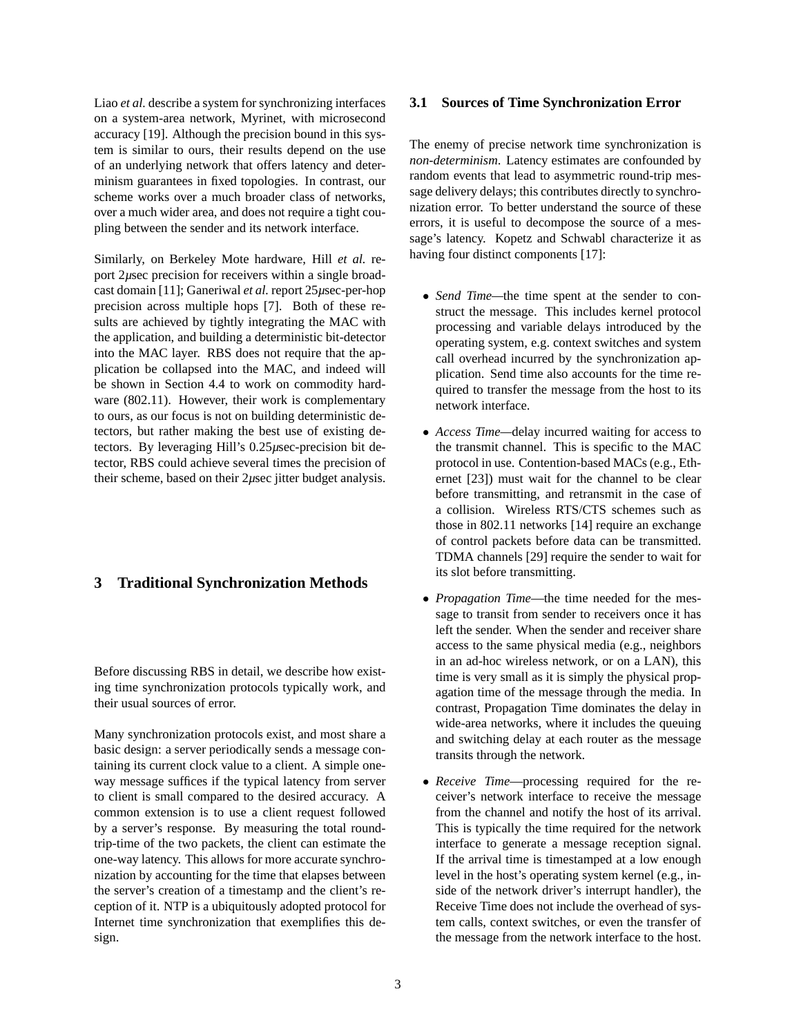Liao *et al.* describe a system for synchronizing interfaces on a system-area network, Myrinet, with microsecond accuracy [19]. Although the precision bound in this system is similar to ours, their results depend on the use of an underlying network that offers latency and determinism guarantees in fixed topologies. In contrast, our scheme works over a much broader class of networks, over a much wider area, and does not require a tight coupling between the sender and its network interface.

Similarly, on Berkeley Mote hardware, Hill *et al.* report 2$\mu$sec precision for receivers within a single broadcast domain [11]; Ganeriwal *et al.* report 25$\mu$sec-per-hop precision across multiple hops [7]. Both of these results are achieved by tightly integrating the MAC with the application, and building a deterministic bit-detector into the MAC layer. RBS does not require that the application be collapsed into the MAC, and indeed will be shown in Section 4.4 to work on commodity hardware (802.11). However, their work is complementary to ours, as our focus is not on building deterministic detectors, but rather making the best use of existing detectors. By leveraging Hill's 0.25$\mu$sec-precision bit detector, RBS could achieve several times the precision of their scheme, based on their 2$\mu$sec jitter budget analysis.

# 3 Traditional Synchronization Methods

Before discussing RBS in detail, we describe how existing time synchronization protocols typically work, and their usual sources of error.

Many synchronization protocols exist, and most share a basic design: a server periodically sends a message containing its current clock value to a client. A simple one-way message suffices if the typical latency from server to client is small compared to the desired accuracy. A common extension is to use a client request followed by a server's response. By measuring the total round-trip-time of the two packets, the client can estimate the one-way latency. This allows for more accurate synchronization by accounting for the time that elapses between the server's creation of a timestamp and the client's reception of it. NTP is a ubiquitously adopted protocol for Internet time synchronization that exemplifies this design.

## 3.1 Sources of Time Synchronization Error

The enemy of precise network time synchronization is *non-determinism*. Latency estimates are confounded by random events that lead to asymmetric round-trip message delivery delays; this contributes directly to synchronization error. To better understand the source of these errors, it is useful to decompose the source of a message's latency. Kopetz and Schwabl characterize it as having four distinct components [17]:

- *Send Time*—the time spent at the sender to construct the message. This includes kernel protocol processing and variable delays introduced by the operating system, e.g. context switches and system call overhead incurred by the synchronization application. Send time also accounts for the time required to transfer the message from the host to its network interface.
- *Access Time*—delay incurred waiting for access to the transmit channel. This is specific to the MAC protocol in use. Contention-based MACs (e.g., Ethernet [23]) must wait for the channel to be clear before transmitting, and retransmit in the case of a collision. Wireless RTS/CTS schemes such as those in 802.11 networks [14] require an exchange of control packets before data can be transmitted. TDMA channels [29] require the sender to wait for its slot before transmitting.
- *Propagation Time*—the time needed for the message to transit from sender to receivers once it has left the sender. When the sender and receiver share access to the same physical media (e.g., neighbors in an ad-hoc wireless network, or on a LAN), this time is very small as it is simply the physical propagation time of the message through the media. In contrast, Propagation Time dominates the delay in wide-area networks, where it includes the queuing and switching delay at each router as the message transits through the network.
- *Receive Time*—processing required for the receiver's network interface to receive the message from the channel and notify the host of its arrival. This is typically the time required for the network interface to generate a message reception signal. If the arrival time is timestamped at a low enough level in the host's operating system kernel (e.g., inside of the network driver's interrupt handler), the Receive Time does not include the overhead of system calls, context switches, or even the transfer of the message from the network interface to the host.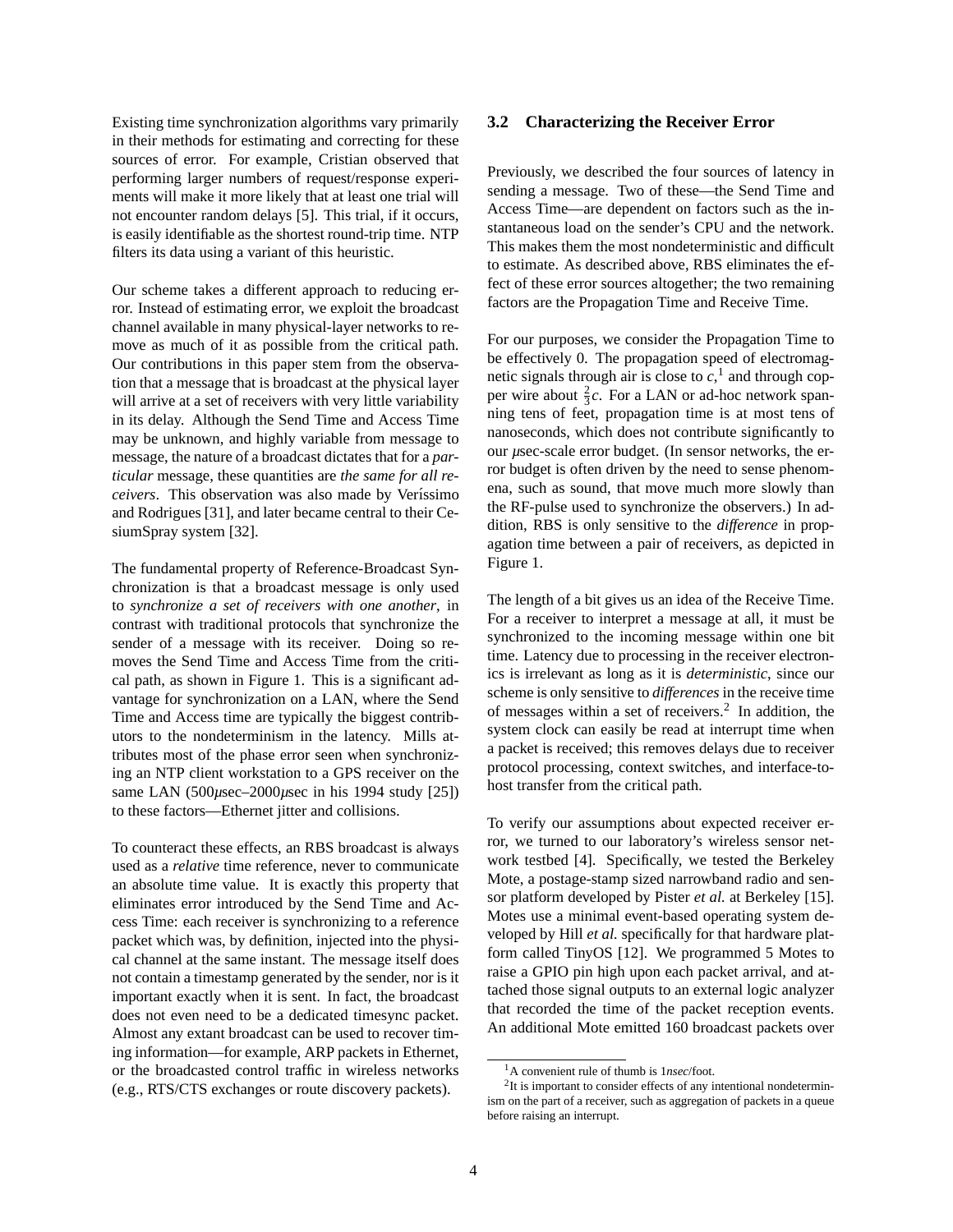Existing time synchronization algorithms vary primarily in their methods for estimating and correcting for these sources of error. For example, Cristian observed that performing larger numbers of request/response experiments will make it more likely that at least one trial will not encounter random delays [5]. This trial, if it occurs, is easily identifiable as the shortest round-trip time. NTP filters its data using a variant of this heuristic.

Our scheme takes a different approach to reducing error. Instead of estimating error, we exploit the broadcast channel available in many physical-layer networks to remove as much of it as possible from the critical path. Our contributions in this paper stem from the observation that a message that is broadcast at the physical layer will arrive at a set of receivers with very little variability in its delay. Although the Send Time and Access Time may be unknown, and highly variable from message to message, the nature of a broadcast dictates that for a *particular* message, these quantities are *the same for all receivers*. This observation was also made by Veríssimo and Rodrigues [31], and later became central to their CesiumSpray system [32].

The fundamental property of Reference-Broadcast Synchronization is that a broadcast message is only used to *synchronize a set of receivers with one another*, in contrast with traditional protocols that synchronize the sender of a message with its receiver. Doing so removes the Send Time and Access Time from the critical path, as shown in Figure 1. This is a significant advantage for synchronization on a LAN, where the Send Time and Access time are typically the biggest contributors to the nondeterminism in the latency. Mills attributes most of the phase error seen when synchronizing an NTP client workstation to a GPS receiver on the same LAN ($500\mu$sec–$2000\mu$sec in his 1994 study [25]) to these factors—Ethernet jitter and collisions.

To counteract these effects, an RBS broadcast is always used as a *relative* time reference, never to communicate an absolute time value. It is exactly this property that eliminates error introduced by the Send Time and Access Time: each receiver is synchronizing to a reference packet which was, by definition, injected into the physical channel at the same instant. The message itself does not contain a timestamp generated by the sender, nor is it important exactly when it is sent. In fact, the broadcast does not even need to be a dedicated timesync packet. Almost any extant broadcast can be used to recover timing information—for example, ARP packets in Ethernet, or the broadcasted control traffic in wireless networks (e.g., RTS/CTS exchanges or route discovery packets).

### 3.2 Characterizing the Receiver Error

Previously, we described the four sources of latency in sending a message. Two of these—the Send Time and Access Time—are dependent on factors such as the instantaneous load on the sender's CPU and the network. This makes them the most nondeterministic and difficult to estimate. As described above, RBS eliminates the effect of these error sources altogether; the two remaining factors are the Propagation Time and Receive Time.

For our purposes, we consider the Propagation Time to be effectively 0. The propagation speed of electromagnetic signals through air is close to $c$,[1] and through copper wire about $\frac{2}{3}c$. For a LAN or ad-hoc network spanning tens of feet, propagation time is at most tens of nanoseconds, which does not contribute significantly to our $\mu$sec-scale error budget. (In sensor networks, the error budget is often driven by the need to sense phenomena, such as sound, that move much more slowly than the RF-pulse used to synchronize the observers.) In addition, RBS is only sensitive to the *difference* in propagation time between a pair of receivers, as depicted in Figure 1.

The length of a bit gives us an idea of the Receive Time. For a receiver to interpret a message at all, it must be synchronized to the incoming message within one bit time. Latency due to processing in the receiver electronics is irrelevant as long as it is *deterministic*, since our scheme is only sensitive to *differences* in the receive time of messages within a set of receivers.[2] In addition, the system clock can easily be read at interrupt time when a packet is received; this removes delays due to receiver protocol processing, context switches, and interface-to-host transfer from the critical path.

To verify our assumptions about expected receiver error, we turned to our laboratory's wireless sensor network testbed [4]. Specifically, we tested the Berkeley Mote, a postage-stamp sized narrowband radio and sensor platform developed by Pister *et al.* at Berkeley [15]. Motes use a minimal event-based operating system developed by Hill *et al.* specifically for that hardware platform called TinyOS [12]. We programmed 5 Motes to raise a GPIO pin high upon each packet arrival, and attached those signal outputs to an external logic analyzer that recorded the time of the packet reception events. An additional Mote emitted 160 broadcast packets over

[1] A convenient rule of thumb is 1*nsec*/foot.

[2] It is important to consider effects of any intentional nondeterminism on the part of a receiver, such as aggregation of packets in a queue before raising an interrupt.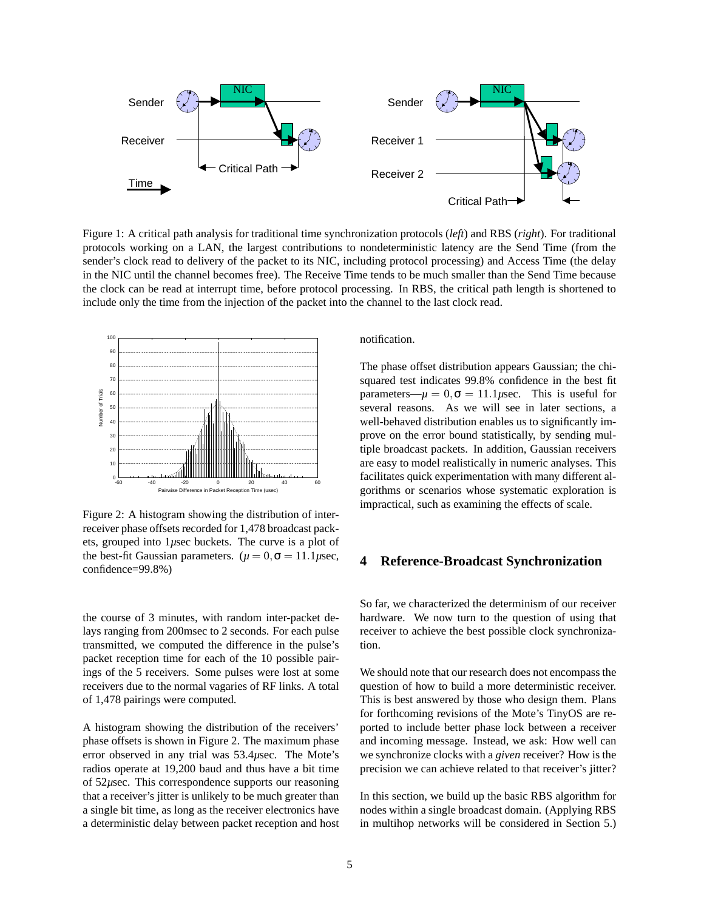Figure 1: A critical path analysis for traditional time synchronization protocols (*left*) and RBS (*right*). For traditional protocols working on a LAN, the largest contributions to nondeterministic latency are the Send Time (from the sender's clock read to delivery of the packet to its NIC, including protocol processing) and Access Time (the delay in the NIC until the channel becomes free). The Receive Time tends to be much smaller than the Send Time because the clock can be read at interrupt time, before protocol processing. In RBS, the critical path length is shortened to include only the time from the injection of the packet into the channel to the last clock read.

Figure 2: A histogram showing the distribution of inter-receiver phase offsets recorded for 1,478 broadcast packets, grouped into $1\mu$sec buckets. The curve is a plot of the best-fit Gaussian parameters. ($\mu = 0, \sigma = 11.1\mu$sec, confidence=99.8%)

the course of 3 minutes, with random inter-packet delays ranging from 200msec to 2 seconds. For each pulse transmitted, we computed the difference in the pulse's packet reception time for each of the 10 possible pairings of the 5 receivers. Some pulses were lost at some receivers due to the normal vagaries of RF links. A total of 1,478 pairings were computed.

A histogram showing the distribution of the receivers' phase offsets is shown in Figure 2. The maximum phase error observed in any trial was $53.4\mu$sec. The Mote's radios operate at 19,200 baud and thus have a bit time of $52\mu$sec. This correspondence supports our reasoning that a receiver's jitter is unlikely to be much greater than a single bit time, as long as the receiver electronics have a deterministic delay between packet reception and host notification.

The phase offset distribution appears Gaussian; the chi-squared test indicates 99.8% confidence in the best fit parameters—$\mu = 0, \sigma = 11.1\mu$sec. This is useful for several reasons. As we will see in later sections, a well-behaved distribution enables us to significantly improve on the error bound statistically, by sending multiple broadcast packets. In addition, Gaussian receivers are easy to model realistically in numeric analyses. This facilitates quick experimentation with many different algorithms or scenarios whose systematic exploration is impractical, such as examining the effects of scale.

## 4 Reference-Broadcast Synchronization

So far, we characterized the determinism of our receiver hardware. We now turn to the question of using that receiver to achieve the best possible clock synchronization.

We should note that our research does not encompass the question of how to build a more deterministic receiver. This is best answered by those who design them. Plans for forthcoming revisions of the Mote's TinyOS are reported to include better phase lock between a receiver and incoming message. Instead, we ask: How well can we synchronize clocks with a *given* receiver? How is the precision we can achieve related to that receiver's jitter?

In this section, we build up the basic RBS algorithm for nodes within a single broadcast domain. (Applying RBS in multihop networks will be considered in Section 5.)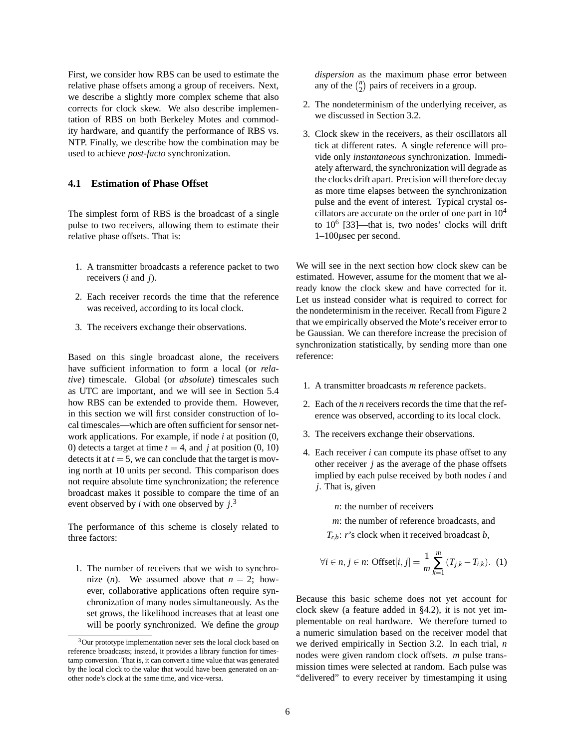First, we consider how RBS can be used to estimate the relative phase offsets among a group of receivers. Next, we describe a slightly more complex scheme that also corrects for clock skew. We also describe implementation of RBS on both Berkeley Motes and commodity hardware, and quantify the performance of RBS vs. NTP. Finally, we describe how the combination may be used to achieve *post-facto* synchronization.

### 4.1 Estimation of Phase Offset

The simplest form of RBS is the broadcast of a single pulse to two receivers, allowing them to estimate their relative phase offsets. That is:

1. A transmitter broadcasts a reference packet to two receivers ($i$ and $j$).
2. Each receiver records the time that the reference was received, according to its local clock.
3. The receivers exchange their observations.

Based on this single broadcast alone, the receivers have sufficient information to form a local (or *relative*) timescale. Global (or *absolute*) timescales such as UTC are important, and we will see in Section 5.4 how RBS can be extended to provide them. However, in this section we will first consider construction of local timescales—which are often sufficient for sensor network applications. For example, if node $i$ at position (0, 0) detects a target at time $t = 4$, and $j$ at position (0, 10) detects it at $t = 5$, we can conclude that the target is moving north at 10 units per second. This comparison does not require absolute time synchronization; the reference broadcast makes it possible to compare the time of an event observed by $i$ with one observed by $j$.[3]

The performance of this scheme is closely related to three factors:

1. The number of receivers that we wish to synchronize ($n$). We assumed above that $n = 2$; however, collaborative applications often require synchronization of many nodes simultaneously. As the set grows, the likelihood increases that at least one will be poorly synchronized. We define the *group dispersion* as the maximum phase error between any of the $\binom{n}{2}$ pairs of receivers in a group.
2. The nondeterminism of the underlying receiver, as we discussed in Section 3.2.
3. Clock skew in the receivers, as their oscillators all tick at different rates. A single reference will provide only *instantaneous* synchronization. Immediately afterward, the synchronization will degrade as the clocks drift apart. Precision will therefore decay as more time elapses between the synchronization pulse and the event of interest. Typical crystal oscillators are accurate on the order of one part in $10^4$ to $10^6$ [33]—that is, two nodes' clocks will drift 1–100$\mu$sec per second.

[3] Our prototype implementation never sets the local clock based on reference broadcasts; instead, it provides a library function for timestamp conversion. That is, it can convert a time value that was generated by the local clock to the value that would have been generated on another node's clock at the same time, and vice-versa.

We will see in the next section how clock skew can be estimated. However, assume for the moment that we already know the clock skew and have corrected for it. Let us instead consider what is required to correct for the nondeterminism in the receiver. Recall from Figure 2 that we empirically observed the Mote's receiver error to be Gaussian. We can therefore increase the precision of synchronization statistically, by sending more than one reference:

1. A transmitter broadcasts $m$ reference packets.
2. Each of the $n$ receivers records the time that the reference was observed, according to its local clock.
3. The receivers exchange their observations.
4. Each receiver $i$ can compute its phase offset to any other receiver $j$ as the average of the phase offsets implied by each pulse received by both nodes $i$ and $j$. That is, given

   $n$: the number of receivers

   $m$: the number of reference broadcasts, and

   $T_{r,b}$: $r$'s clock when it received broadcast $b$,

$$\forall i \in n, j \in n: \text{Offset}[i, j] = \frac{1}{m} \sum_{k=1}^{m} (T_{j,k} - T_{i,k}). \quad (1)$$

Because this basic scheme does not yet account for clock skew (a feature added in §4.2), it is not yet implementable on real hardware. We therefore turned to a numeric simulation based on the receiver model that we derived empirically in Section 3.2. In each trial, $n$ nodes were given random clock offsets. $m$ pulse transmission times were selected at random. Each pulse was "delivered" to every receiver by timestamping it using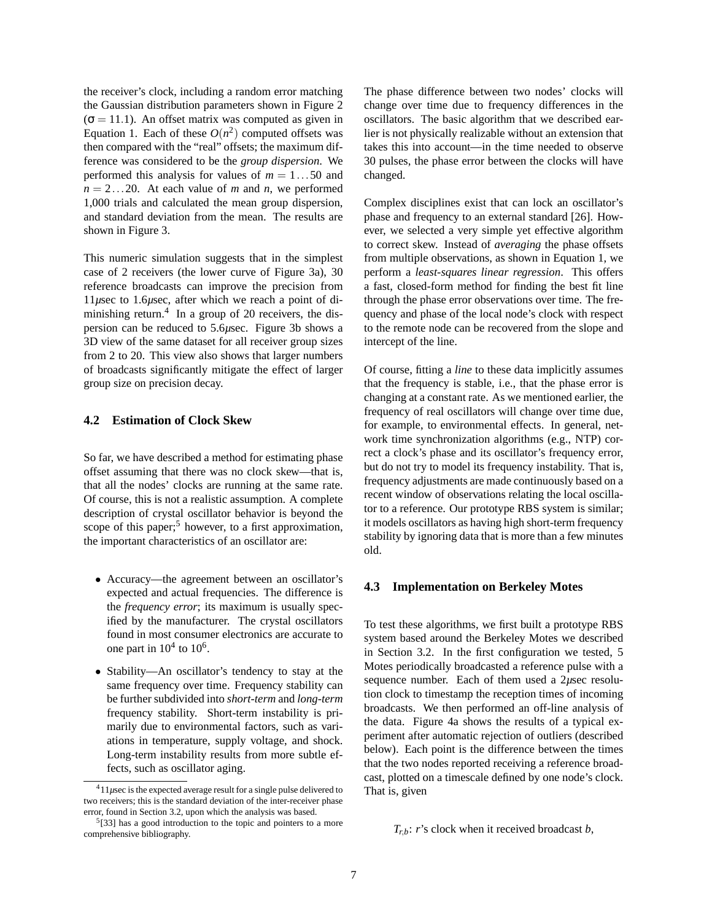the receiver's clock, including a random error matching the Gaussian distribution parameters shown in Figure 2 ($\sigma = 11.1$). An offset matrix was computed as given in Equation 1. Each of these $O(n^2)$ computed offsets was then compared with the "real" offsets; the maximum difference was considered to be the *group dispersion*. We performed this analysis for values of $m = 1 \ldots 50$ and $n = 2 \ldots 20$. At each value of $m$ and $n$, we performed 1,000 trials and calculated the mean group dispersion, and standard deviation from the mean. The results are shown in Figure 3.

This numeric simulation suggests that in the simplest case of 2 receivers (the lower curve of Figure 3a), 30 reference broadcasts can improve the precision from 11$\mu$sec to 1.6$\mu$sec, after which we reach a point of diminishing return.[4] In a group of 20 receivers, the dispersion can be reduced to 5.6$\mu$sec. Figure 3b shows a 3D view of the same dataset for all receiver group sizes from 2 to 20. This view also shows that larger numbers of broadcasts significantly mitigate the effect of larger group size on precision decay.

### 4.2 Estimation of Clock Skew

So far, we have described a method for estimating phase offset assuming that there was no clock skew—that is, that all the nodes' clocks are running at the same rate. Of course, this is not a realistic assumption. A complete description of crystal oscillator behavior is beyond the scope of this paper;[5] however, to a first approximation, the important characteristics of an oscillator are:

- Accuracy—the agreement between an oscillator's expected and actual frequencies. The difference is the *frequency error*; its maximum is usually specified by the manufacturer. The crystal oscillators found in most consumer electronics are accurate to one part in $10^4$ to $10^6$.
- Stability—An oscillator's tendency to stay at the same frequency over time. Frequency stability can be further subdivided into *short-term* and *long-term* frequency stability. Short-term instability is primarily due to environmental factors, such as variations in temperature, supply voltage, and shock. Long-term instability results from more subtle effects, such as oscillator aging.

[4] 11$\mu$sec is the expected average result for a single pulse delivered to two receivers; this is the standard deviation of the inter-receiver phase error, found in Section 3.2, upon which the analysis was based.

[5] [33] has a good introduction to the topic and pointers to a more comprehensive bibliography.

The phase difference between two nodes' clocks will change over time due to frequency differences in the oscillators. The basic algorithm that we described earlier is not physically realizable without an extension that takes this into account—in the time needed to observe 30 pulses, the phase error between the clocks will have changed.

Complex disciplines exist that can lock an oscillator's phase and frequency to an external standard [26]. However, we selected a very simple yet effective algorithm to correct skew. Instead of *averaging* the phase offsets from multiple observations, as shown in Equation 1, we perform a *least-squares linear regression*. This offers a fast, closed-form method for finding the best fit line through the phase error observations over time. The frequency and phase of the local node's clock with respect to the remote node can be recovered from the slope and intercept of the line.

Of course, fitting a *line* to these data implicitly assumes that the frequency is stable, i.e., that the phase error is changing at a constant rate. As we mentioned earlier, the frequency of real oscillators will change over time due, for example, to environmental effects. In general, network time synchronization algorithms (e.g., NTP) correct a clock's phase and its oscillator's frequency error, but do not try to model its frequency instability. That is, frequency adjustments are made continuously based on a recent window of observations relating the local oscillator to a reference. Our prototype RBS system is similar; it models oscillators as having high short-term frequency stability by ignoring data that is more than a few minutes old.

### 4.3 Implementation on Berkeley Motes

To test these algorithms, we first built a prototype RBS system based around the Berkeley Motes we described in Section 3.2. In the first configuration we tested, 5 Motes periodically broadcasted a reference pulse with a sequence number. Each of them used a 2$\mu$sec resolution clock to timestamp the reception times of incoming broadcasts. We then performed an off-line analysis of the data. Figure 4a shows the results of a typical experiment after automatic rejection of outliers (described below). Each point is the difference between the times that the two nodes reported receiving a reference broadcast, plotted on a timescale defined by one node's clock. That is, given

$T_{r,b}$: $r$'s clock when it received broadcast $b$,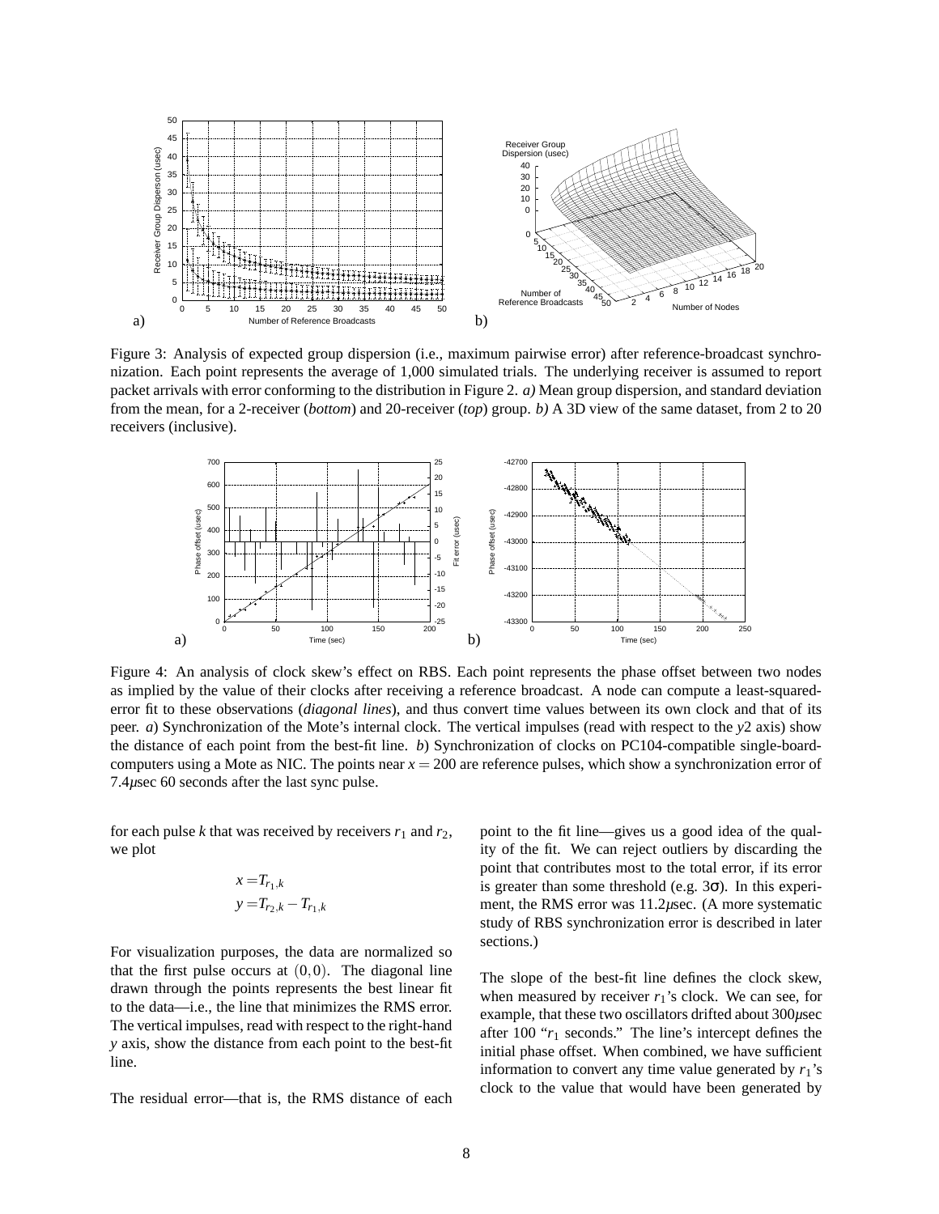Figure 3: Analysis of expected group dispersion (i.e., maximum pairwise error) after reference-broadcast synchronization. Each point represents the average of 1,000 simulated trials. The underlying receiver is assumed to report packet arrivals with error conforming to the distribution in Figure 2. *a)* Mean group dispersion, and standard deviation from the mean, for a 2-receiver (*bottom*) and 20-receiver (*top*) group. *b)* A 3D view of the same dataset, from 2 to 20 receivers (inclusive).

Figure 4: An analysis of clock skew's effect on RBS. Each point represents the phase offset between two nodes as implied by the value of their clocks after receiving a reference broadcast. A node can compute a least-squared-error fit to these observations (*diagonal lines*), and thus convert time values between its own clock and that of its peer. *a*) Synchronization of the Mote's internal clock. The vertical impulses (read with respect to the *y*2 axis) show the distance of each point from the best-fit line. *b*) Synchronization of clocks on PC104-compatible single-board-computers using a Mote as NIC. The points near $x = 200$ are reference pulses, which show a synchronization error of 7.4$\mu$sec 60 seconds after the last sync pulse.

for each pulse $k$ that was received by receivers $r_1$ and $r_2$, we plot

$$x = T_{r_1,k}$$
$$y = T_{r_2,k} - T_{r_1,k}$$

For visualization purposes, the data are normalized so that the first pulse occurs at $(0,0)$. The diagonal line drawn through the points represents the best linear fit to the data—i.e., the line that minimizes the RMS error. The vertical impulses, read with respect to the right-hand $y$ axis, show the distance from each point to the best-fit line.

The residual error—that is, the RMS distance of each point to the fit line—gives us a good idea of the quality of the fit. We can reject outliers by discarding the point that contributes most to the total error, if its error is greater than some threshold (e.g. $3\sigma$). In this experiment, the RMS error was 11.2$\mu$sec. (A more systematic study of RBS synchronization error is described in later sections.)

The slope of the best-fit line defines the clock skew, when measured by receiver $r_1$'s clock. We can see, for example, that these two oscillators drifted about 300$\mu$sec after 100 "$r_1$ seconds." The line's intercept defines the initial phase offset. When combined, we have sufficient information to convert any time value generated by $r_1$'s clock to the value that would have been generated by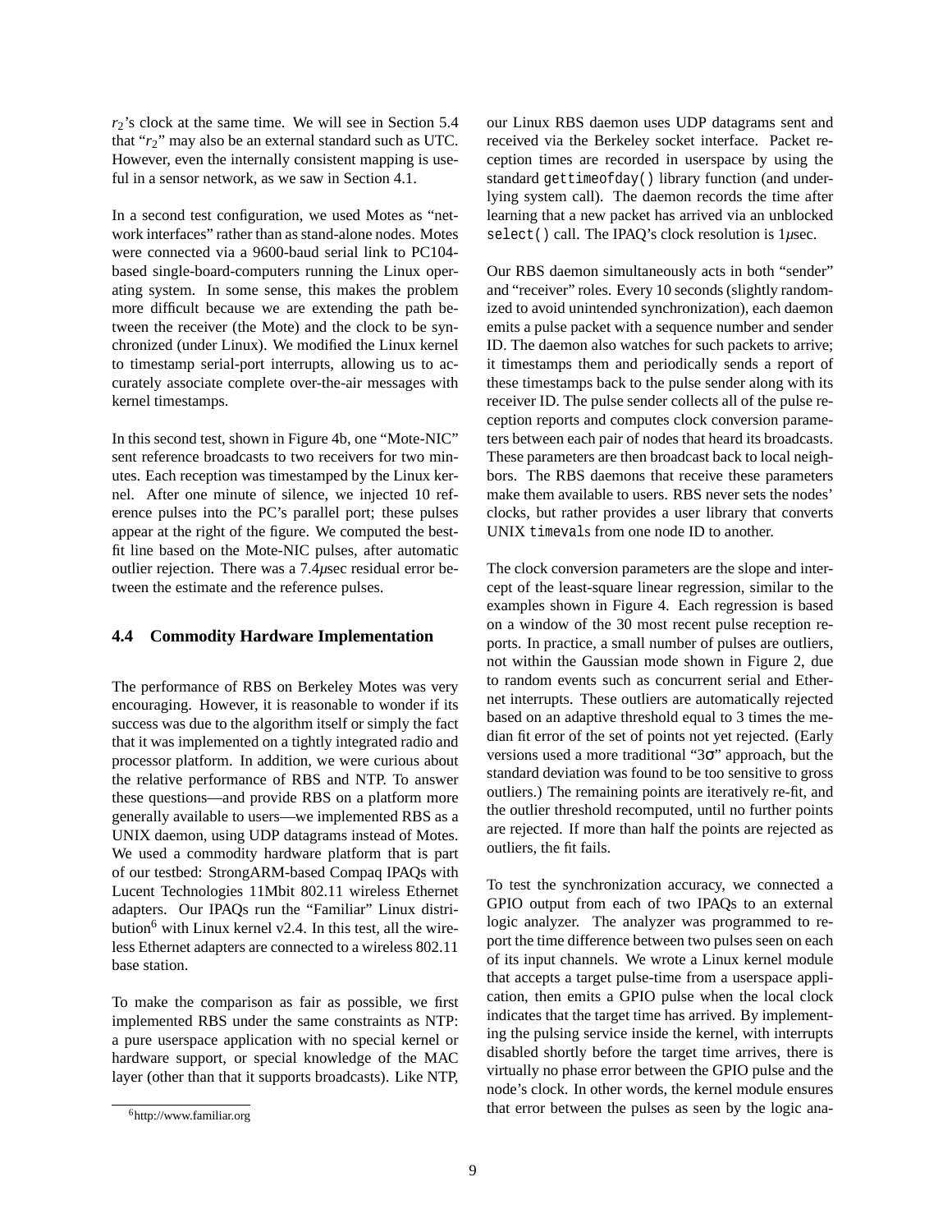$r_2$'s clock at the same time. We will see in Section 5.4 that "$r_2$" may also be an external standard such as UTC. However, even the internally consistent mapping is useful in a sensor network, as we saw in Section 4.1.

In a second test configuration, we used Motes as "network interfaces" rather than as stand-alone nodes. Motes were connected via a 9600-baud serial link to PC104-based single-board-computers running the Linux operating system. In some sense, this makes the problem more difficult because we are extending the path between the receiver (the Mote) and the clock to be synchronized (under Linux). We modified the Linux kernel to timestamp serial-port interrupts, allowing us to accurately associate complete over-the-air messages with kernel timestamps.

In this second test, shown in Figure 4b, one "Mote-NIC" sent reference broadcasts to two receivers for two minutes. Each reception was timestamped by the Linux kernel. After one minute of silence, we injected 10 reference pulses into the PC's parallel port; these pulses appear at the right of the figure. We computed the best-fit line based on the Mote-NIC pulses, after automatic outlier rejection. There was a 7.4$\mu$sec residual error between the estimate and the reference pulses.

### 4.4 Commodity Hardware Implementation

The performance of RBS on Berkeley Motes was very encouraging. However, it is reasonable to wonder if its success was due to the algorithm itself or simply the fact that it was implemented on a tightly integrated radio and processor platform. In addition, we were curious about the relative performance of RBS and NTP. To answer these questions—and provide RBS on a platform more generally available to users—we implemented RBS as a UNIX daemon, using UDP datagrams instead of Motes. We used a commodity hardware platform that is part of our testbed: StrongARM-based Compaq IPAQs with Lucent Technologies 11Mbit 802.11 wireless Ethernet adapters. Our IPAQs run the "Familiar" Linux distribution[6] with Linux kernel v2.4. In this test, all the wireless Ethernet adapters are connected to a wireless 802.11 base station.

To make the comparison as fair as possible, we first implemented RBS under the same constraints as NTP: a pure userspace application with no special kernel or hardware support, or special knowledge of the MAC layer (other than that it supports broadcasts). Like NTP, our Linux RBS daemon uses UDP datagrams sent and received via the Berkeley socket interface. Packet reception times are recorded in userspace by using the standard `gettimeofday()` library function (and underlying system call). The daemon records the time after learning that a new packet has arrived via an unblocked `select()` call. The IPAQ's clock resolution is 1$\mu$sec.

Our RBS daemon simultaneously acts in both "sender" and "receiver" roles. Every 10 seconds (slightly randomized to avoid unintended synchronization), each daemon emits a pulse packet with a sequence number and sender ID. The daemon also watches for such packets to arrive; it timestamps them and periodically sends a report of these timestamps back to the pulse sender along with its receiver ID. The pulse sender collects all of the pulse reception reports and computes clock conversion parameters between each pair of nodes that heard its broadcasts. These parameters are then broadcast back to local neighbors. The RBS daemons that receive these parameters make them available to users. RBS never sets the nodes' clocks, but rather provides a user library that converts UNIX `timeval`s from one node ID to another.

The clock conversion parameters are the slope and intercept of the least-square linear regression, similar to the examples shown in Figure 4. Each regression is based on a window of the 30 most recent pulse reception reports. In practice, a small number of pulses are outliers, not within the Gaussian mode shown in Figure 2, due to random events such as concurrent serial and Ethernet interrupts. These outliers are automatically rejected based on an adaptive threshold equal to 3 times the median fit error of the set of points not yet rejected. (Early versions used a more traditional "3$\sigma$" approach, but the standard deviation was found to be too sensitive to gross outliers.) The remaining points are iteratively re-fit, and the outlier threshold recomputed, until no further points are rejected. If more than half the points are rejected as outliers, the fit fails.

To test the synchronization accuracy, we connected a GPIO output from each of two IPAQs to an external logic analyzer. The analyzer was programmed to report the time difference between two pulses seen on each of its input channels. We wrote a Linux kernel module that accepts a target pulse-time from a userspace application, then emits a GPIO pulse when the local clock indicates that the target time has arrived. By implementing the pulsing service inside the kernel, with interrupts disabled shortly before the target time arrives, there is virtually no phase error between the GPIO pulse and the node's clock. In other words, the kernel module ensures that error between the pulses as seen by the logic ana-

[6] http://www.familiar.org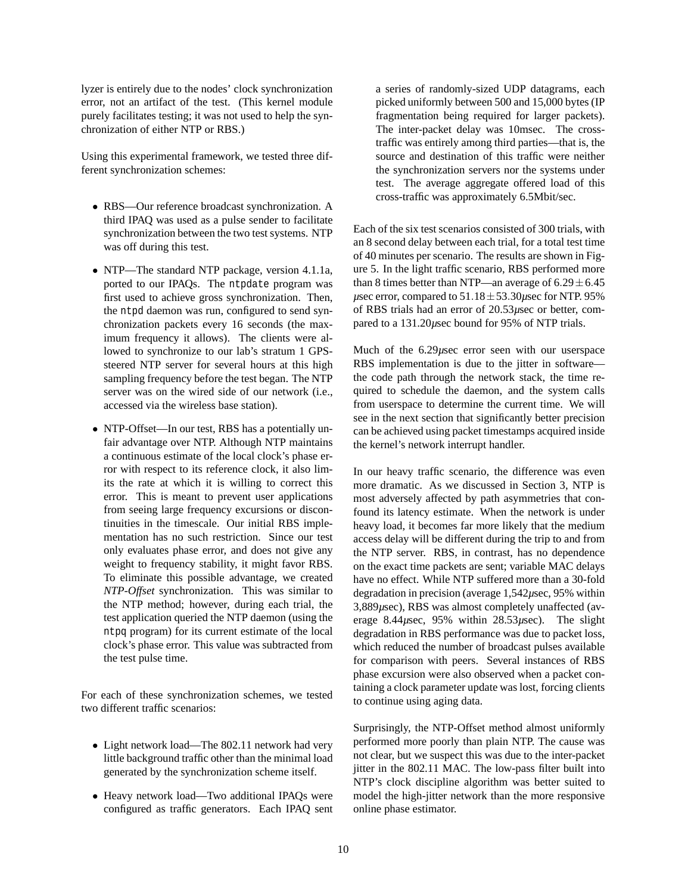lyzer is entirely due to the nodes' clock synchronization error, not an artifact of the test. (This kernel module purely facilitates testing; it was not used to help the synchronization of either NTP or RBS.)

Using this experimental framework, we tested three different synchronization schemes:

- RBS—Our reference broadcast synchronization. A third IPAQ was used as a pulse sender to facilitate synchronization between the two test systems. NTP was off during this test.
- NTP—The standard NTP package, version 4.1.1a, ported to our IPAQs. The `ntpdate` program was first used to achieve gross synchronization. Then, the `ntpd` daemon was run, configured to send synchronization packets every 16 seconds (the maximum frequency it allows). The clients were allowed to synchronize to our lab's stratum 1 GPS-steered NTP server for several hours at this high sampling frequency before the test began. The NTP server was on the wired side of our network (i.e., accessed via the wireless base station).
- NTP-Offset—In our test, RBS has a potentially unfair advantage over NTP. Although NTP maintains a continuous estimate of the local clock's phase error with respect to its reference clock, it also limits the rate at which it is willing to correct this error. This is meant to prevent user applications from seeing large frequency excursions or discontinuities in the timescale. Our initial RBS implementation has no such restriction. Since our test only evaluates phase error, and does not give any weight to frequency stability, it might favor RBS. To eliminate this possible advantage, we created *NTP-Offset* synchronization. This was similar to the NTP method; however, during each trial, the test application queried the NTP daemon (using the `ntpq` program) for its current estimate of the local clock's phase error. This value was subtracted from the test pulse time.

For each of these synchronization schemes, we tested two different traffic scenarios:

- Light network load—The 802.11 network had very little background traffic other than the minimal load generated by the synchronization scheme itself.
- Heavy network load—Two additional IPAQs were configured as traffic generators. Each IPAQ sent a series of randomly-sized UDP datagrams, each picked uniformly between 500 and 15,000 bytes (IP fragmentation being required for larger packets). The inter-packet delay was 10msec. The cross-traffic was entirely among third parties—that is, the source and destination of this traffic were neither the synchronization servers nor the systems under test. The average aggregate offered load of this cross-traffic was approximately 6.5Mbit/sec.

Each of the six test scenarios consisted of 300 trials, with an 8 second delay between each trial, for a total test time of 40 minutes per scenario. The results are shown in Figure 5. In the light traffic scenario, RBS performed more than 8 times better than NTP—an average of $6.29 \pm 6.45$ $\mu$sec error, compared to $51.18 \pm 53.30\mu$sec for NTP. 95% of RBS trials had an error of 20.53$\mu$sec or better, compared to a 131.20$\mu$sec bound for 95% of NTP trials.

Much of the 6.29$\mu$sec error seen with our userspace RBS implementation is due to the jitter in software—the code path through the network stack, the time required to schedule the daemon, and the system calls from userspace to determine the current time. We will see in the next section that significantly better precision can be achieved using packet timestamps acquired inside the kernel's network interrupt handler.

In our heavy traffic scenario, the difference was even more dramatic. As we discussed in Section 3, NTP is most adversely affected by path asymmetries that confound its latency estimate. When the network is under heavy load, it becomes far more likely that the medium access delay will be different during the trip to and from the NTP server. RBS, in contrast, has no dependence on the exact time packets are sent; variable MAC delays have no effect. While NTP suffered more than a 30-fold degradation in precision (average 1,542$\mu$sec, 95% within 3,889$\mu$sec), RBS was almost completely unaffected (average 8.44$\mu$sec, 95% within 28.53$\mu$sec). The slight degradation in RBS performance was due to packet loss, which reduced the number of broadcast pulses available for comparison with peers. Several instances of RBS phase excursion were also observed when a packet containing a clock parameter update was lost, forcing clients to continue using aging data.

Surprisingly, the NTP-Offset method almost uniformly performed more poorly than plain NTP. The cause was not clear, but we suspect this was due to the inter-packet jitter in the 802.11 MAC. The low-pass filter built into NTP's clock discipline algorithm was better suited to model the high-jitter network than the more responsive online phase estimator.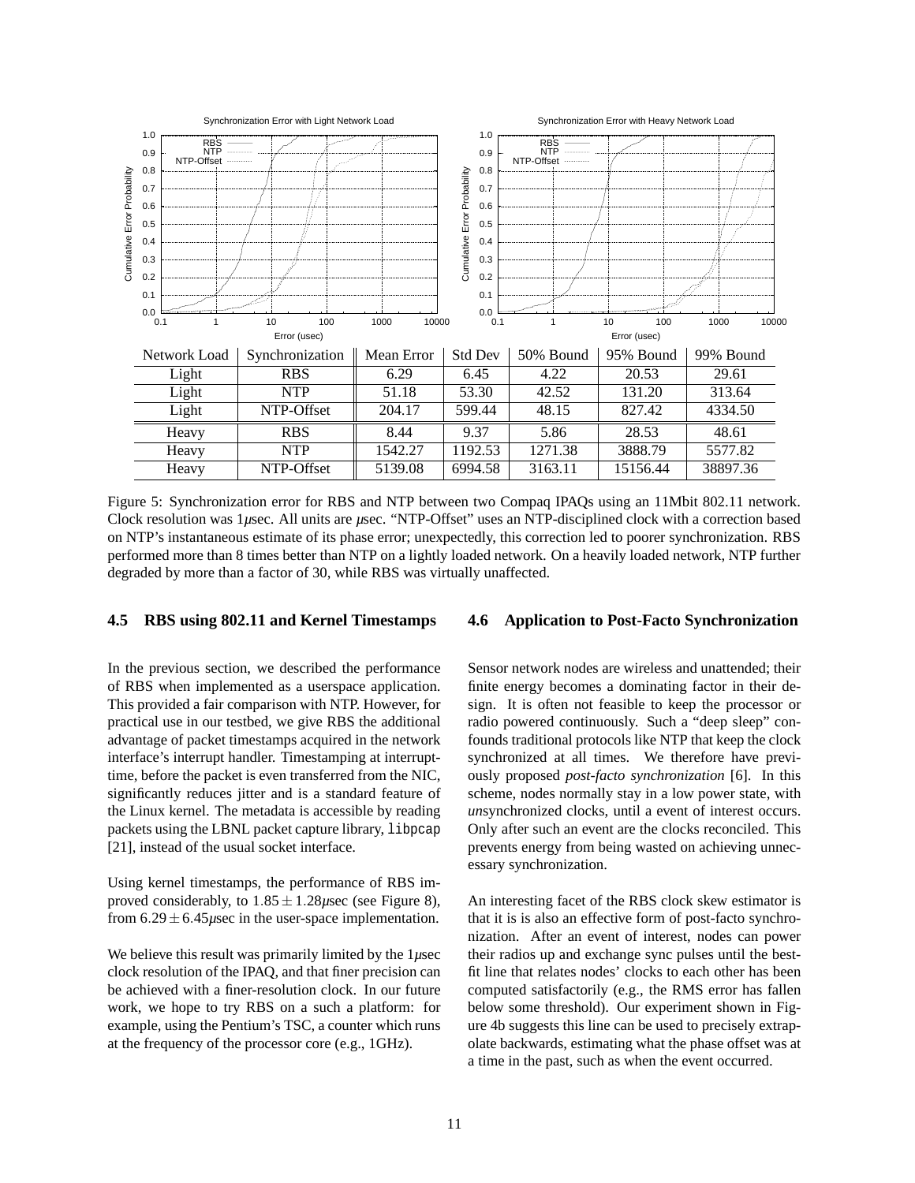| Network Load | Synchronization | Mean Error | Std Dev | 50% Bound | 95% Bound | 99% Bound |
|---|---|---|---|---|---|---|
| Light | RBS | 6.29 | 6.45 | 4.22 | 20.53 | 29.61 |
| Light | NTP | 51.18 | 53.30 | 42.52 | 131.20 | 313.64 |
| Light | NTP-Offset | 204.17 | 599.44 | 48.15 | 827.42 | 4334.50 |
| Heavy | RBS | 8.44 | 9.37 | 5.86 | 28.53 | 48.61 |
| Heavy | NTP | 1542.27 | 1192.53 | 1271.38 | 3888.79 | 5577.82 |
| Heavy | NTP-Offset | 5139.08 | 6994.58 | 3163.11 | 15156.44 | 38897.36 |

Figure 5: Synchronization error for RBS and NTP between two Compaq IPAQs using an 11Mbit 802.11 network. Clock resolution was 1$\mu$sec. All units are $\mu$sec. "NTP-Offset" uses an NTP-disciplined clock with a correction based on NTP's instantaneous estimate of its phase error; unexpectedly, this correction led to poorer synchronization. RBS performed more than 8 times better than NTP on a lightly loaded network. On a heavily loaded network, NTP further degraded by more than a factor of 30, while RBS was virtually unaffected.

### 4.5 RBS using 802.11 and Kernel Timestamps

In the previous section, we described the performance of RBS when implemented as a userspace application. This provided a fair comparison with NTP. However, for practical use in our testbed, we give RBS the additional advantage of packet timestamps acquired in the network interface's interrupt handler. Timestamping at interrupt-time, before the packet is even transferred from the NIC, significantly reduces jitter and is a standard feature of the Linux kernel. The metadata is accessible by reading packets using the LBNL packet capture library, `libpcap` [21], instead of the usual socket interface.

Using kernel timestamps, the performance of RBS improved considerably, to $1.85 \pm 1.28\mu$sec (see Figure 8), from $6.29 \pm 6.45\mu$sec in the user-space implementation.

We believe this result was primarily limited by the 1$\mu$sec clock resolution of the IPAQ, and that finer precision can be achieved with a finer-resolution clock. In our future work, we hope to try RBS on a such a platform: for example, using the Pentium's TSC, a counter which runs at the frequency of the processor core (e.g., 1GHz).

### 4.6 Application to Post-Facto Synchronization

Sensor network nodes are wireless and unattended; their finite energy becomes a dominating factor in their design. It is often not feasible to keep the processor or radio powered continuously. Such a "deep sleep" confounds traditional protocols like NTP that keep the clock synchronized at all times. We therefore have previously proposed *post-facto synchronization* [6]. In this scheme, nodes normally stay in a low power state, with *un*synchronized clocks, until a event of interest occurs. Only after such an event are the clocks reconciled. This prevents energy from being wasted on achieving unnecessary synchronization.

An interesting facet of the RBS clock skew estimator is that it is is also an effective form of post-facto synchronization. After an event of interest, nodes can power their radios up and exchange sync pulses until the best-fit line that relates nodes' clocks to each other has been computed satisfactorily (e.g., the RMS error has fallen below some threshold). Our experiment shown in Figure 4b suggests this line can be used to precisely extrapolate backwards, estimating what the phase offset was at a time in the past, such as when the event occurred.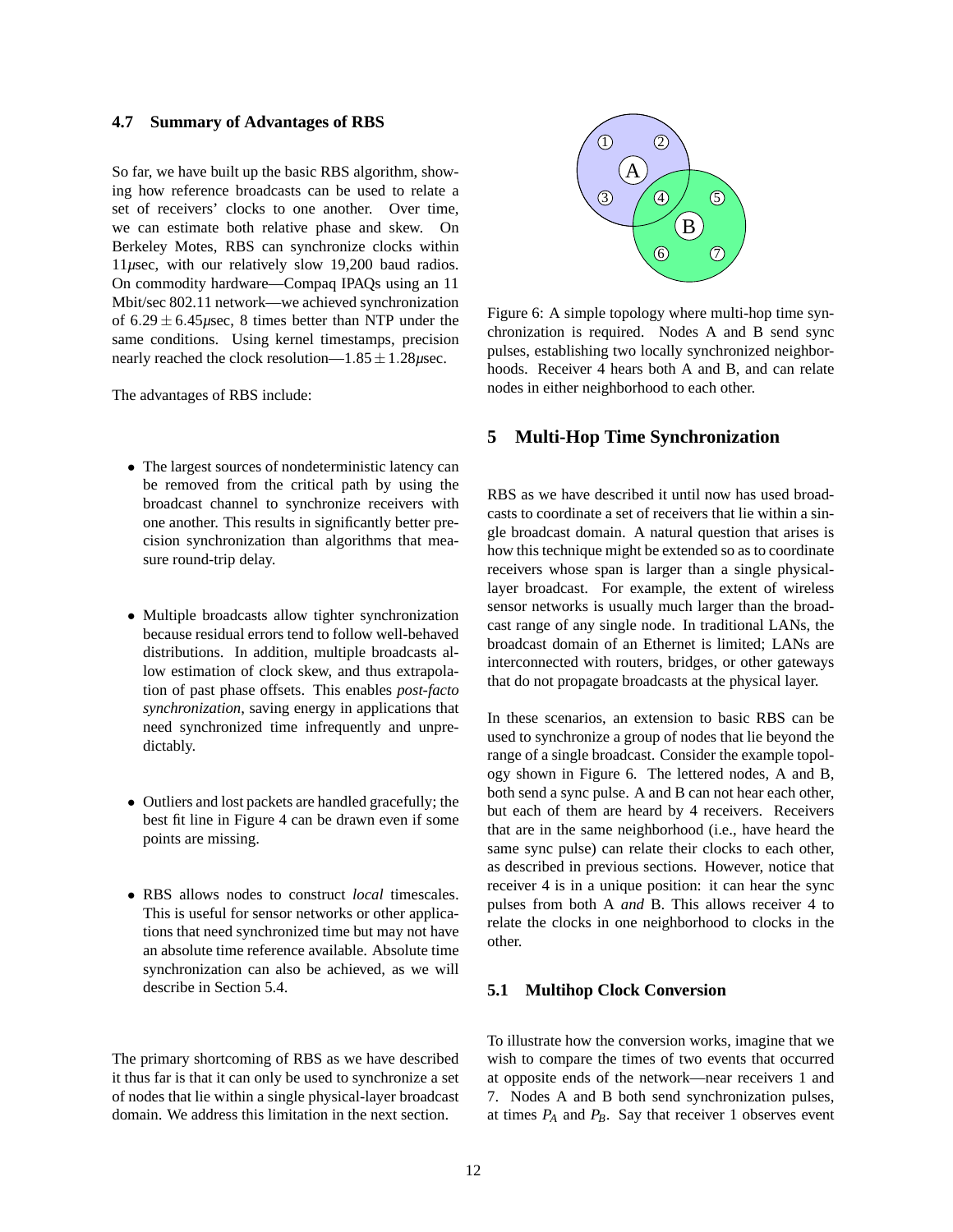### 4.7 Summary of Advantages of RBS

So far, we have built up the basic RBS algorithm, showing how reference broadcasts can be used to relate a set of receivers' clocks to one another. Over time, we can estimate both relative phase and skew. On Berkeley Motes, RBS can synchronize clocks within $11\mu$sec, with our relatively slow 19,200 baud radios. On commodity hardware—Compaq IPAQs using an 11 Mbit/sec 802.11 network—we achieved synchronization of $6.29 \pm 6.45\mu$sec, 8 times better than NTP under the same conditions. Using kernel timestamps, precision nearly reached the clock resolution—$1.85 \pm 1.28\mu$sec.

The advantages of RBS include:

- The largest sources of nondeterministic latency can be removed from the critical path by using the broadcast channel to synchronize receivers with one another. This results in significantly better precision synchronization than algorithms that measure round-trip delay.
- Multiple broadcasts allow tighter synchronization because residual errors tend to follow well-behaved distributions. In addition, multiple broadcasts allow estimation of clock skew, and thus extrapolation of past phase offsets. This enables *post-facto synchronization*, saving energy in applications that need synchronized time infrequently and unpredictably.
- Outliers and lost packets are handled gracefully; the best fit line in Figure 4 can be drawn even if some points are missing.
- RBS allows nodes to construct *local* timescales. This is useful for sensor networks or other applications that need synchronized time but may not have an absolute time reference available. Absolute time synchronization can also be achieved, as we will describe in Section 5.4.

The primary shortcoming of RBS as we have described it thus far is that it can only be used to synchronize a set of nodes that lie within a single physical-layer broadcast domain. We address this limitation in the next section.

Figure 6: A simple topology where multi-hop time synchronization is required. Nodes A and B send sync pulses, establishing two locally synchronized neighborhoods. Receiver 4 hears both A and B, and can relate nodes in either neighborhood to each other.

## 5 Multi-Hop Time Synchronization

RBS as we have described it until now has used broadcasts to coordinate a set of receivers that lie within a single broadcast domain. A natural question that arises is how this technique might be extended so as to coordinate receivers whose span is larger than a single physical-layer broadcast. For example, the extent of wireless sensor networks is usually much larger than the broadcast range of any single node. In traditional LANs, the broadcast domain of an Ethernet is limited; LANs are interconnected with routers, bridges, or other gateways that do not propagate broadcasts at the physical layer.

In these scenarios, an extension to basic RBS can be used to synchronize a group of nodes that lie beyond the range of a single broadcast. Consider the example topology shown in Figure 6. The lettered nodes, A and B, both send a sync pulse. A and B can not hear each other, but each of them are heard by 4 receivers. Receivers that are in the same neighborhood (i.e., have heard the same sync pulse) can relate their clocks to each other, as described in previous sections. However, notice that receiver 4 is in a unique position: it can hear the sync pulses from both A *and* B. This allows receiver 4 to relate the clocks in one neighborhood to clocks in the other.

### 5.1 Multihop Clock Conversion

To illustrate how the conversion works, imagine that we wish to compare the times of two events that occurred at opposite ends of the network—near receivers 1 and 7. Nodes A and B both send synchronization pulses, at times $P_A$ and $P_B$. Say that receiver 1 observes event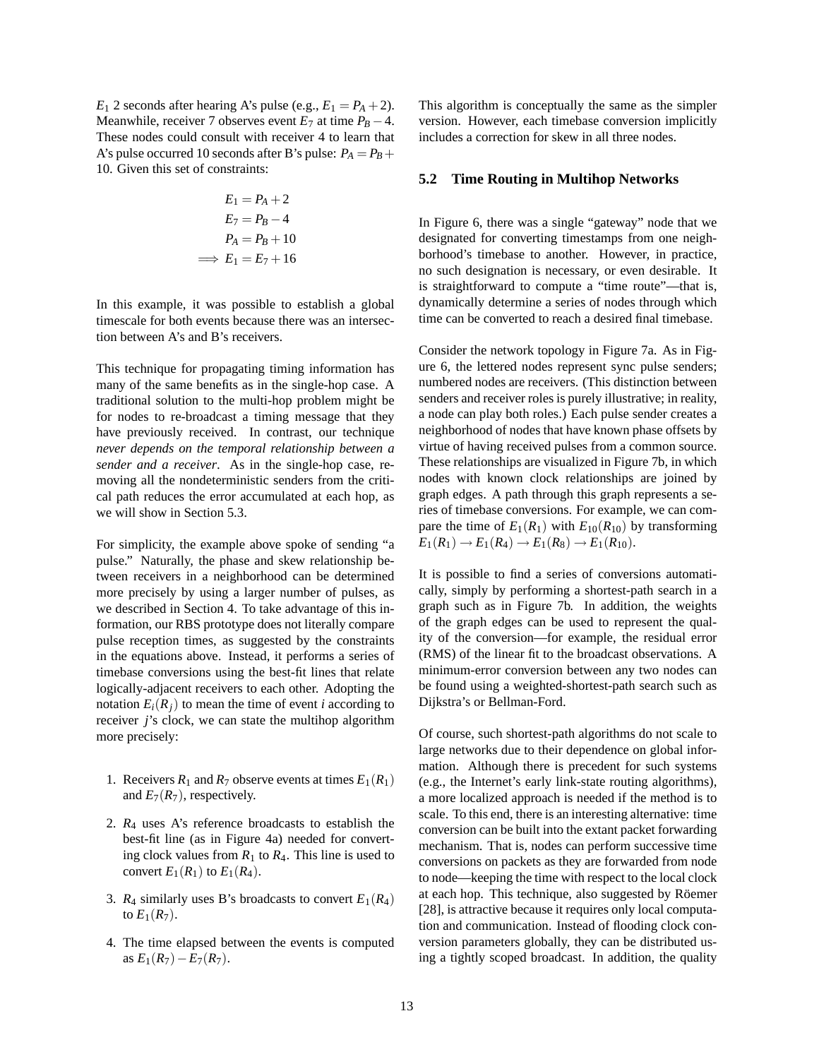$E_1$ 2 seconds after hearing A's pulse (e.g., $E_1 = P_A + 2$). Meanwhile, receiver 7 observes event $E_7$ at time $P_B - 4$. These nodes could consult with receiver 4 to learn that A's pulse occurred 10 seconds after B's pulse: $P_A = P_B + 10$. Given this set of constraints:

$$
\begin{aligned}
E_1 &= P_A + 2 \\
E_7 &= P_B - 4 \\
P_A &= P_B + 10 \\
\implies E_1 &= E_7 + 16
\end{aligned}
$$

In this example, it was possible to establish a global timescale for both events because there was an intersection between A's and B's receivers.

This technique for propagating timing information has many of the same benefits as in the single-hop case. A traditional solution to the multi-hop problem might be for nodes to re-broadcast a timing message that they have previously received. In contrast, our technique *never depends on the temporal relationship between a sender and a receiver*. As in the single-hop case, removing all the nondeterministic senders from the critical path reduces the error accumulated at each hop, as we will show in Section 5.3.

For simplicity, the example above spoke of sending "a pulse." Naturally, the phase and skew relationship between receivers in a neighborhood can be determined more precisely by using a larger number of pulses, as we described in Section 4. To take advantage of this information, our RBS prototype does not literally compare pulse reception times, as suggested by the constraints in the equations above. Instead, it performs a series of timebase conversions using the best-fit lines that relate logically-adjacent receivers to each other. Adopting the notation $E_i(R_j)$ to mean the time of event $i$ according to receiver $j$'s clock, we can state the multihop algorithm more precisely:

1. Receivers $R_1$ and $R_7$ observe events at times $E_1(R_1)$ and $E_7(R_7)$, respectively.
2. $R_4$ uses A's reference broadcasts to establish the best-fit line (as in Figure 4a) needed for converting clock values from $R_1$ to $R_4$. This line is used to convert $E_1(R_1)$ to $E_1(R_4)$.
3. $R_4$ similarly uses B's broadcasts to convert $E_1(R_4)$ to $E_1(R_7)$.
4. The time elapsed between the events is computed as $E_1(R_7) - E_7(R_7)$.

This algorithm is conceptually the same as the simpler version. However, each timebase conversion implicitly includes a correction for skew in all three nodes.

### 5.2 Time Routing in Multihop Networks

In Figure 6, there was a single "gateway" node that we designated for converting timestamps from one neighborhood's timebase to another. However, in practice, no such designation is necessary, or even desirable. It is straightforward to compute a "time route"—that is, dynamically determine a series of nodes through which time can be converted to reach a desired final timebase.

Consider the network topology in Figure 7a. As in Figure 6, the lettered nodes represent sync pulse senders; numbered nodes are receivers. (This distinction between senders and receiver roles is purely illustrative; in reality, a node can play both roles.) Each pulse sender creates a neighborhood of nodes that have known phase offsets by virtue of having received pulses from a common source. These relationships are visualized in Figure 7b, in which nodes with known clock relationships are joined by graph edges. A path through this graph represents a series of timebase conversions. For example, we can compare the time of $E_1(R_1)$ with $E_{10}(R_{10})$ by transforming $E_1(R_1) \rightarrow E_1(R_4) \rightarrow E_1(R_8) \rightarrow E_1(R_{10})$.

It is possible to find a series of conversions automatically, simply by performing a shortest-path search in a graph such as in Figure 7b. In addition, the weights of the graph edges can be used to represent the quality of the conversion—for example, the residual error (RMS) of the linear fit to the broadcast observations. A minimum-error conversion between any two nodes can be found using a weighted-shortest-path search such as Dijkstra's or Bellman-Ford.

Of course, such shortest-path algorithms do not scale to large networks due to their dependence on global information. Although there is precedent for such systems (e.g., the Internet's early link-state routing algorithms), a more localized approach is needed if the method is to scale. To this end, there is an interesting alternative: time conversion can be built into the extant packet forwarding mechanism. That is, nodes can perform successive time conversions on packets as they are forwarded from node to node—keeping the time with respect to the local clock at each hop. This technique, also suggested by Röemer [28], is attractive because it requires only local computation and communication. Instead of flooding clock conversion parameters globally, they can be distributed using a tightly scoped broadcast. In addition, the quality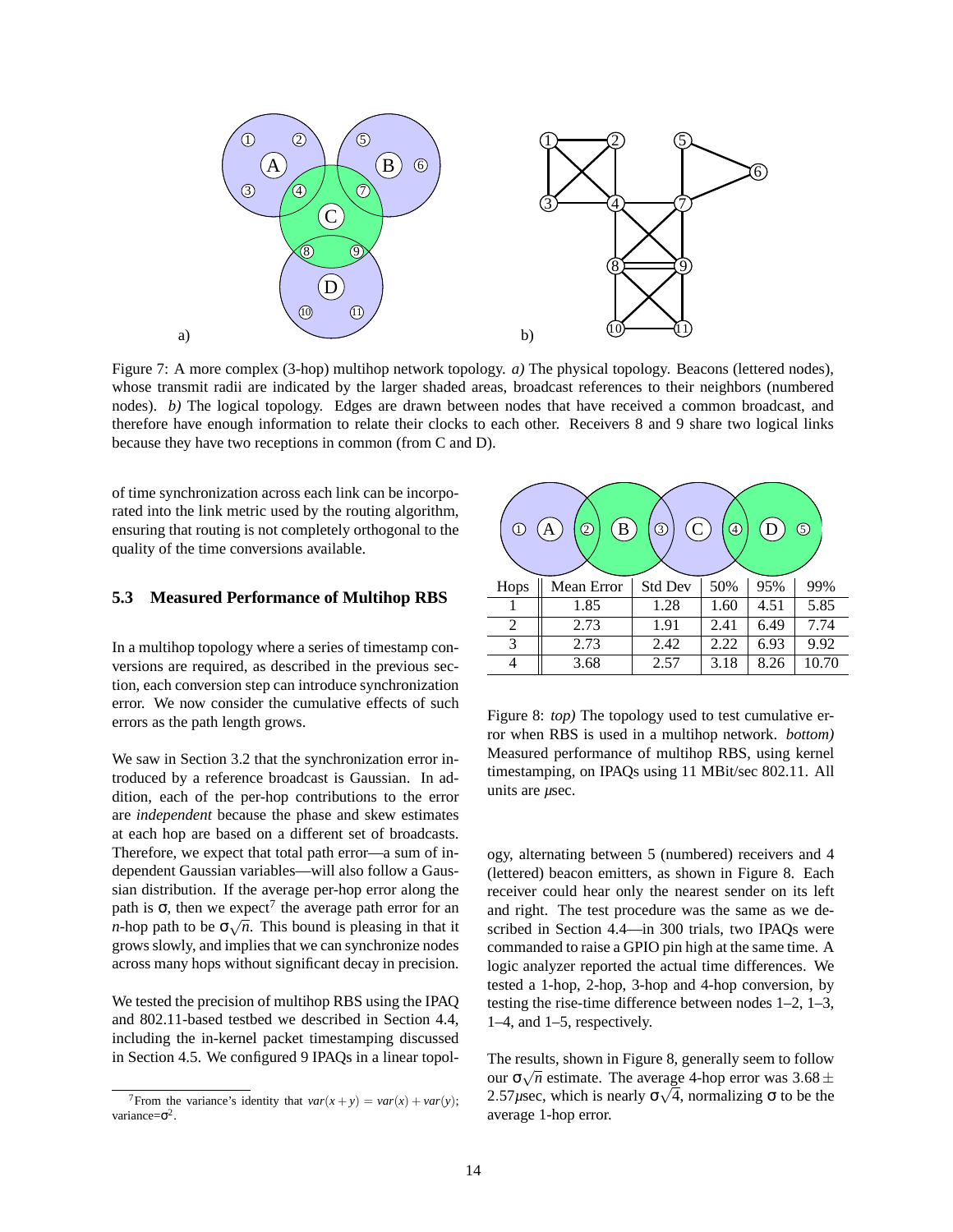Figure 7: A more complex (3-hop) multihop network topology. *a)* The physical topology. Beacons (lettered nodes), whose transmit radii are indicated by the larger shaded areas, broadcast references to their neighbors (numbered nodes). *b)* The logical topology. Edges are drawn between nodes that have received a common broadcast, and therefore have enough information to relate their clocks to each other. Receivers 8 and 9 share two logical links because they have two receptions in common (from C and D).

of time synchronization across each link can be incorporated into the link metric used by the routing algorithm, ensuring that routing is not completely orthogonal to the quality of the time conversions available.

### 5.3 Measured Performance of Multihop RBS

In a multihop topology where a series of timestamp conversions are required, as described in the previous section, each conversion step can introduce synchronization error. We now consider the cumulative effects of such errors as the path length grows.

We saw in Section 3.2 that the synchronization error introduced by a reference broadcast is Gaussian. In addition, each of the per-hop contributions to the error are *independent* because the phase and skew estimates at each hop are based on a different set of broadcasts. Therefore, we expect that total path error—a sum of independent Gaussian variables—will also follow a Gaussian distribution. If the average per-hop error along the path is $\sigma$, then we expect[7] the average path error for an $n$-hop path to be $\sigma\sqrt{n}$. This bound is pleasing in that it grows slowly, and implies that we can synchronize nodes across many hops without significant decay in precision.

We tested the precision of multihop RBS using the IPAQ and 802.11-based testbed we described in Section 4.4, including the in-kernel packet timestamping discussed in Section 4.5. We configured 9 IPAQs in a linear topology, alternating between 5 (numbered) receivers and 4 (lettered) beacon emitters, as shown in Figure 8. Each receiver could hear only the nearest sender on its left and right. The test procedure was the same as we described in Section 4.4—in 300 trials, two IPAQs were commanded to raise a GPIO pin high at the same time. A logic analyzer reported the actual time differences. We tested a 1-hop, 2-hop, 3-hop and 4-hop conversion, by testing the rise-time difference between nodes 1–2, 1–3, 1–4, and 1–5, respectively.

| Hops | Mean Error | Std Dev | 50% | 95% | 99% |
|---|---|---|---|---|---|
| 1 | 1.85 | 1.28 | 1.60 | 4.51 | 5.85 |
| 2 | 2.73 | 1.91 | 2.41 | 6.49 | 7.74 |
| 3 | 2.73 | 2.42 | 2.22 | 6.93 | 9.92 |
| 4 | 3.68 | 2.57 | 3.18 | 8.26 | 10.70 |

Figure 8: *top)* The topology used to test cumulative error when RBS is used in a multihop network. *bottom)* Measured performance of multihop RBS, using kernel timestamping, on IPAQs using 11 MBit/sec 802.11. All units are $\mu$sec.

The results, shown in Figure 8, generally seem to follow our $\sigma\sqrt{n}$ estimate. The average 4-hop error was $3.68 \pm 2.57\mu$sec, which is nearly $\sigma\sqrt{4}$, normalizing $\sigma$ to be the average 1-hop error.

[7] From the variance's identity that $var(x+y) = var(x) + var(y)$; variance=$\sigma^2$.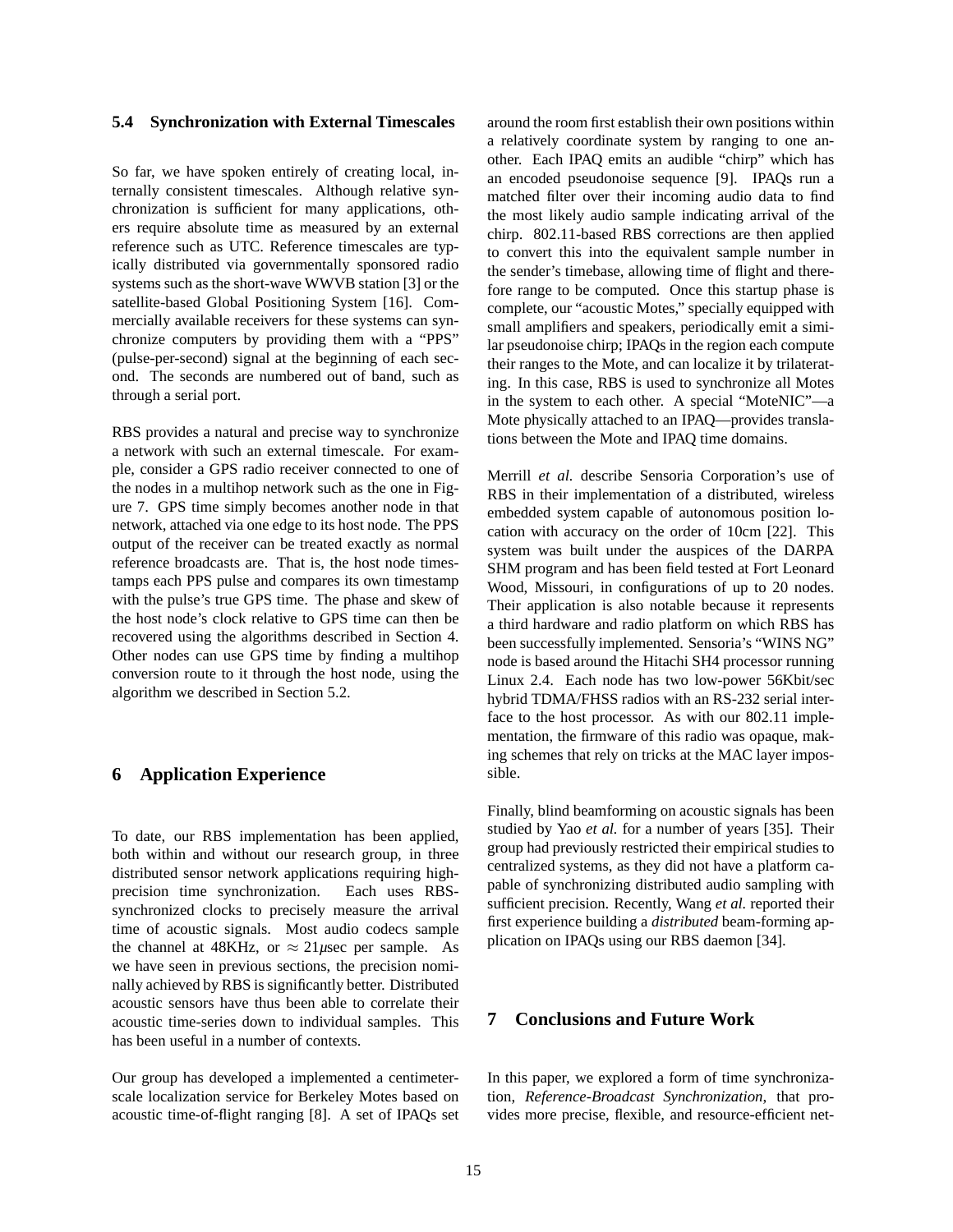### 5.4 Synchronization with External Timescales

So far, we have spoken entirely of creating local, internally consistent timescales. Although relative synchronization is sufficient for many applications, others require absolute time as measured by an external reference such as UTC. Reference timescales are typically distributed via governmentally sponsored radio systems such as the short-wave WWVB station [3] or the satellite-based Global Positioning System [16]. Commercially available receivers for these systems can synchronize computers by providing them with a "PPS" (pulse-per-second) signal at the beginning of each second. The seconds are numbered out of band, such as through a serial port.

RBS provides a natural and precise way to synchronize a network with such an external timescale. For example, consider a GPS radio receiver connected to one of the nodes in a multihop network such as the one in Figure 7. GPS time simply becomes another node in that network, attached via one edge to its host node. The PPS output of the receiver can be treated exactly as normal reference broadcasts are. That is, the host node timestamps each PPS pulse and compares its own timestamp with the pulse's true GPS time. The phase and skew of the host node's clock relative to GPS time can then be recovered using the algorithms described in Section 4. Other nodes can use GPS time by finding a multihop conversion route to it through the host node, using the algorithm we described in Section 5.2.

## 6 Application Experience

To date, our RBS implementation has been applied, both within and without our research group, in three distributed sensor network applications requiring high-precision time synchronization. Each uses RBS-synchronized clocks to precisely measure the arrival time of acoustic signals. Most audio codecs sample the channel at 48KHz, or $\approx 21\mu$sec per sample. As we have seen in previous sections, the precision nominally achieved by RBS is significantly better. Distributed acoustic sensors have thus been able to correlate their acoustic time-series down to individual samples. This has been useful in a number of contexts.

Our group has developed a implemented a centimeter-scale localization service for Berkeley Motes based on acoustic time-of-flight ranging [8]. A set of IPAQs set around the room first establish their own positions within a relatively coordinate system by ranging to one another. Each IPAQ emits an audible "chirp" which has an encoded pseudonoise sequence [9]. IPAQs run a matched filter over their incoming audio data to find the most likely audio sample indicating arrival of the chirp. 802.11-based RBS corrections are then applied to convert this into the equivalent sample number in the sender's timebase, allowing time of flight and therefore range to be computed. Once this startup phase is complete, our "acoustic Motes," specially equipped with small amplifiers and speakers, periodically emit a similar pseudonoise chirp; IPAQs in the region each compute their ranges to the Mote, and can localize it by trilaterating. In this case, RBS is used to synchronize all Motes in the system to each other. A special "MoteNIC"—a Mote physically attached to an IPAQ—provides translations between the Mote and IPAQ time domains.

Merrill *et al.* describe Sensoria Corporation's use of RBS in their implementation of a distributed, wireless embedded system capable of autonomous position location with accuracy on the order of 10cm [22]. This system was built under the auspices of the DARPA SHM program and has been field tested at Fort Leonard Wood, Missouri, in configurations of up to 20 nodes. Their application is also notable because it represents a third hardware and radio platform on which RBS has been successfully implemented. Sensoria's "WINS NG" node is based around the Hitachi SH4 processor running Linux 2.4. Each node has two low-power 56Kbit/sec hybrid TDMA/FHSS radios with an RS-232 serial interface to the host processor. As with our 802.11 implementation, the firmware of this radio was opaque, making schemes that rely on tricks at the MAC layer impossible.

Finally, blind beamforming on acoustic signals has been studied by Yao *et al.* for a number of years [35]. Their group had previously restricted their empirical studies to centralized systems, as they did not have a platform capable of synchronizing distributed audio sampling with sufficient precision. Recently, Wang *et al.* reported their first experience building a *distributed* beam-forming application on IPAQs using our RBS daemon [34].

## 7 Conclusions and Future Work

In this paper, we explored a form of time synchronization, *Reference-Broadcast Synchronization*, that provides more precise, flexible, and resource-efficient net-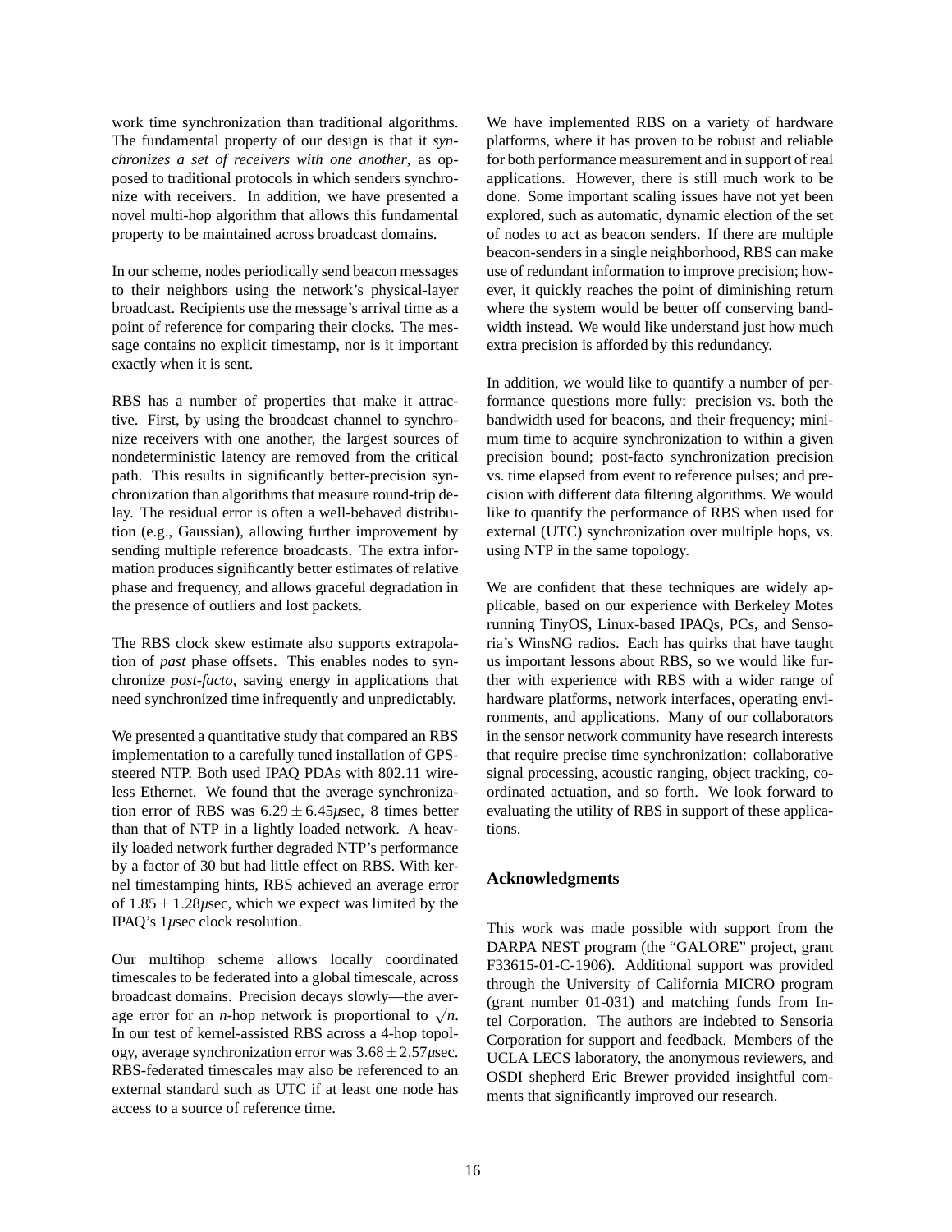work time synchronization than traditional algorithms. The fundamental property of our design is that it *synchronizes a set of receivers with one another*, as opposed to traditional protocols in which senders synchronize with receivers. In addition, we have presented a novel multi-hop algorithm that allows this fundamental property to be maintained across broadcast domains.

In our scheme, nodes periodically send beacon messages to their neighbors using the network's physical-layer broadcast. Recipients use the message's arrival time as a point of reference for comparing their clocks. The message contains no explicit timestamp, nor is it important exactly when it is sent.

RBS has a number of properties that make it attractive. First, by using the broadcast channel to synchronize receivers with one another, the largest sources of nondeterministic latency are removed from the critical path. This results in significantly better-precision synchronization than algorithms that measure round-trip delay. The residual error is often a well-behaved distribution (e.g., Gaussian), allowing further improvement by sending multiple reference broadcasts. The extra information produces significantly better estimates of relative phase and frequency, and allows graceful degradation in the presence of outliers and lost packets.

The RBS clock skew estimate also supports extrapolation of *past* phase offsets. This enables nodes to synchronize *post-facto*, saving energy in applications that need synchronized time infrequently and unpredictably.

We presented a quantitative study that compared an RBS implementation to a carefully tuned installation of GPS-steered NTP. Both used IPAQ PDAs with 802.11 wireless Ethernet. We found that the average synchronization error of RBS was $6.29 \pm 6.45\mu$sec, 8 times better than that of NTP in a lightly loaded network. A heavily loaded network further degraded NTP's performance by a factor of 30 but had little effect on RBS. With kernel timestamping hints, RBS achieved an average error of $1.85 \pm 1.28\mu$sec, which we expect was limited by the IPAQ's $1\mu$sec clock resolution.

Our multihop scheme allows locally coordinated timescales to be federated into a global timescale, across broadcast domains. Precision decays slowly—the average error for an $n$-hop network is proportional to $\sqrt{n}$. In our test of kernel-assisted RBS across a 4-hop topology, average synchronization error was $3.68 \pm 2.57\mu$sec. RBS-federated timescales may also be referenced to an external standard such as UTC if at least one node has access to a source of reference time.

We have implemented RBS on a variety of hardware platforms, where it has proven to be robust and reliable for both performance measurement and in support of real applications. However, there is still much work to be done. Some important scaling issues have not yet been explored, such as automatic, dynamic election of the set of nodes to act as beacon senders. If there are multiple beacon-senders in a single neighborhood, RBS can make use of redundant information to improve precision; however, it quickly reaches the point of diminishing return where the system would be better off conserving bandwidth instead. We would like understand just how much extra precision is afforded by this redundancy.

In addition, we would like to quantify a number of performance questions more fully: precision vs. both the bandwidth used for beacons, and their frequency; minimum time to acquire synchronization to within a given precision bound; post-facto synchronization precision vs. time elapsed from event to reference pulses; and precision with different data filtering algorithms. We would like to quantify the performance of RBS when used for external (UTC) synchronization over multiple hops, vs. using NTP in the same topology.

We are confident that these techniques are widely applicable, based on our experience with Berkeley Motes running TinyOS, Linux-based IPAQs, PCs, and Sensoria's WinsNG radios. Each has quirks that have taught us important lessons about RBS, so we would like further with experience with RBS with a wider range of hardware platforms, network interfaces, operating environments, and applications. Many of our collaborators in the sensor network community have research interests that require precise time synchronization: collaborative signal processing, acoustic ranging, object tracking, coordinated actuation, and so forth. We look forward to evaluating the utility of RBS in support of these applications.

## Acknowledgments

This work was made possible with support from the DARPA NEST program (the "GALORE" project, grant F33615-01-C-1906). Additional support was provided through the University of California MICRO program (grant number 01-031) and matching funds from Intel Corporation. The authors are indebted to Sensoria Corporation for support and feedback. Members of the UCLA LECS laboratory, the anonymous reviewers, and OSDI shepherd Eric Brewer provided insightful comments that significantly improved our research.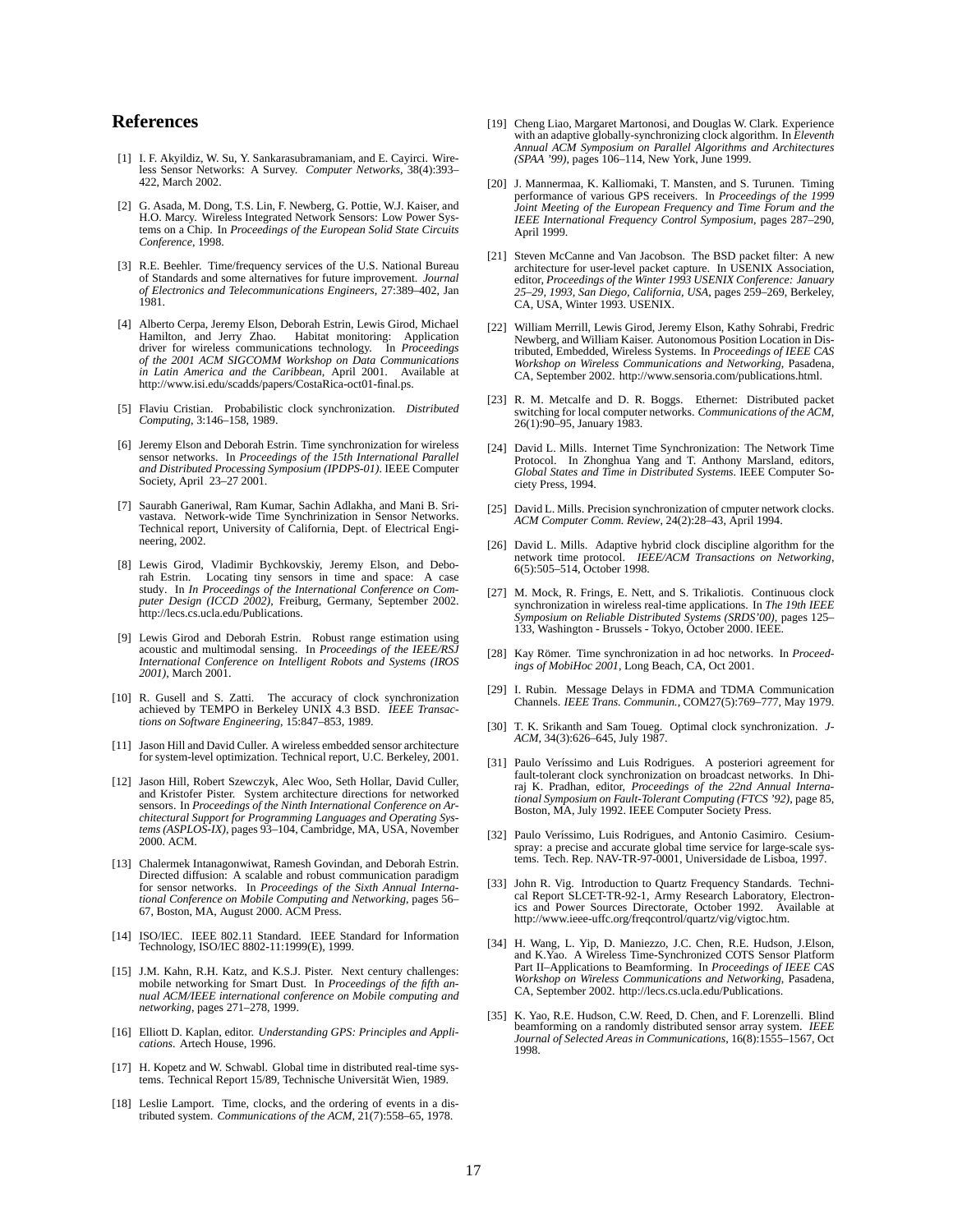# References

[1] I. F. Akyildiz, W. Su, Y. Sankarasubramaniam, and E. Cayirci. Wireless Sensor Networks: A Survey. *Computer Networks*, 38(4):393–422, March 2002.

[2] G. Asada, M. Dong, T.S. Lin, F. Newberg, G. Pottie, W.J. Kaiser, and H.O. Marcy. Wireless Integrated Network Sensors: Low Power Systems on a Chip. In *Proceedings of the European Solid State Circuits Conference*, 1998.

[3] R.E. Beehler. Time/frequency services of the U.S. National Bureau of Standards and some alternatives for future improvement. *Journal of Electronics and Telecommunications Engineers*, 27:389–402, Jan 1981.

[4] Alberto Cerpa, Jeremy Elson, Deborah Estrin, Lewis Girod, Michael Hamilton, and Jerry Zhao. Habitat monitoring: Application driver for wireless communications technology. In *Proceedings of the 2001 ACM SIGCOMM Workshop on Data Communications in Latin America and the Caribbean*, April 2001. Available at http://www.isi.edu/scadds/papers/CostaRica-oct01-final.ps.

[5] Flaviu Cristian. Probabilistic clock synchronization. *Distributed Computing*, 3:146–158, 1989.

[6] Jeremy Elson and Deborah Estrin. Time synchronization for wireless sensor networks. In *Proceedings of the 15th International Parallel and Distributed Processing Symposium (IPDPS-01)*. IEEE Computer Society, April 23–27 2001.

[7] Saurabh Ganeriwal, Ram Kumar, Sachin Adlakha, and Mani B. Srivastava. Network-wide Time Synchrinization in Sensor Networks. Technical report, University of California, Dept. of Electrical Engineering, 2002.

[8] Lewis Girod, Vladimir Bychkovskiy, Jeremy Elson, and Deborah Estrin. Locating tiny sensors in time and space: A case study. In *In Proceedings of the International Conference on Computer Design (ICCD 2002)*, Freiburg, Germany, September 2002. http://lecs.cs.ucla.edu/Publications.

[9] Lewis Girod and Deborah Estrin. Robust range estimation using acoustic and multimodal sensing. In *Proceedings of the IEEE/RSJ International Conference on Intelligent Robots and Systems (IROS 2001)*, March 2001.

[10] R. Gusell and S. Zatti. The accuracy of clock synchronization achieved by TEMPO in Berkeley UNIX 4.3 BSD. *IEEE Transactions on Software Engineering*, 15:847–853, 1989.

[11] Jason Hill and David Culler. A wireless embedded sensor architecture for system-level optimization. Technical report, U.C. Berkeley, 2001.

[12] Jason Hill, Robert Szewczyk, Alec Woo, Seth Hollar, David Culler, and Kristofer Pister. System architecture directions for networked sensors. In *Proceedings of the Ninth International Conference on Architectural Support for Programming Languages and Operating Systems (ASPLOS-IX)*, pages 93–104, Cambridge, MA, USA, November 2000. ACM.

[13] Chalermek Intanagonwiwat, Ramesh Govindan, and Deborah Estrin. Directed diffusion: A scalable and robust communication paradigm for sensor networks. In *Proceedings of the Sixth Annual International Conference on Mobile Computing and Networking*, pages 56–67, Boston, MA, August 2000. ACM Press.

[14] ISO/IEC. IEEE 802.11 Standard. IEEE Standard for Information Technology, ISO/IEC 8802-11:1999(E), 1999.

[15] J.M. Kahn, R.H. Katz, and K.S.J. Pister. Next century challenges: mobile networking for Smart Dust. In *Proceedings of the fifth annual ACM/IEEE international conference on Mobile computing and networking*, pages 271–278, 1999.

[16] Elliott D. Kaplan, editor. *Understanding GPS: Principles and Applications*. Artech House, 1996.

[17] H. Kopetz and W. Schwabl. Global time in distributed real-time systems. Technical Report 15/89, Technische Universität Wien, 1989.

[18] Leslie Lamport. Time, clocks, and the ordering of events in a distributed system. *Communications of the ACM*, 21(7):558–65, 1978.

[19] Cheng Liao, Margaret Martonosi, and Douglas W. Clark. Experience with an adaptive globally-synchronizing clock algorithm. In *Eleventh Annual ACM Symposium on Parallel Algorithms and Architectures (SPAA '99)*, pages 106–114, New York, June 1999.

[20] J. Mannermaa, K. Kalliomaki, T. Mansten, and S. Turunen. Timing performance of various GPS receivers. In *Proceedings of the 1999 Joint Meeting of the European Frequency and Time Forum and the IEEE International Frequency Control Symposium*, pages 287–290, April 1999.

[21] Steven McCanne and Van Jacobson. The BSD packet filter: A new architecture for user-level packet capture. In USENIX Association, editor, *Proceedings of the Winter 1993 USENIX Conference: January 25–29, 1993, San Diego, California, USA*, pages 259–269, Berkeley, CA, USA, Winter 1993. USENIX.

[22] William Merrill, Lewis Girod, Jeremy Elson, Kathy Sohrabi, Fredric Newberg, and William Kaiser. Autonomous Position Location in Distributed, Embedded, Wireless Systems. In *Proceedings of IEEE CAS Workshop on Wireless Communications and Networking*, Pasadena, CA, September 2002. http://www.sensoria.com/publications.html.

[23] R. M. Metcalfe and D. R. Boggs. Ethernet: Distributed packet switching for local computer networks. *Communications of the ACM*, 26(1):90–95, January 1983.

[24] David L. Mills. Internet Time Synchronization: The Network Time Protocol. In Zhonghua Yang and T. Anthony Marsland, editors, *Global States and Time in Distributed Systems*. IEEE Computer Society Press, 1994.

[25] David L. Mills. Precision synchronization of cmputer network clocks. *ACM Computer Comm. Review*, 24(2):28–43, April 1994.

[26] David L. Mills. Adaptive hybrid clock discipline algorithm for the network time protocol. *IEEE/ACM Transactions on Networking*, 6(5):505–514, October 1998.

[27] M. Mock, R. Frings, E. Nett, and S. Trikaliotis. Continuous clock synchronization in wireless real-time applications. In *The 19th IEEE Symposium on Reliable Distributed Systems (SRDS'00)*, pages 125–133, Washington - Brussels - Tokyo, October 2000. IEEE.

[28] Kay Römer. Time synchronization in ad hoc networks. In *Proceedings of MobiHoc 2001*, Long Beach, CA, Oct 2001.

[29] I. Rubin. Message Delays in FDMA and TDMA Communication Channels. *IEEE Trans. Communin.*, COM27(5):769–777, May 1979.

[30] T. K. Srikanth and Sam Toueg. Optimal clock synchronization. *J-ACM*, 34(3):626–645, July 1987.

[31] Paulo Veríssimo and Luis Rodrigues. A posteriori agreement for fault-tolerant clock synchronization on broadcast networks. In Dhiraj K. Pradhan, editor, *Proceedings of the 22nd Annual International Symposium on Fault-Tolerant Computing (FTCS '92)*, page 85, Boston, MA, July 1992. IEEE Computer Society Press.

[32] Paulo Veríssimo, Luis Rodrigues, and Antonio Casimiro. Cesiumspray: a precise and accurate global time service for large-scale systems. Tech. Rep. NAV-TR-97-0001, Universidade de Lisboa, 1997.

[33] John R. Vig. Introduction to Quartz Frequency Standards. Technical Report SLCET-TR-92-1, Army Research Laboratory, Electronics and Power Sources Directorate, October 1992. Available at http://www.ieee-uffc.org/freqcontrol/quartz/vig/vigtoc.htm.

[34] H. Wang, L. Yip, D. Maniezzo, J.C. Chen, R.E. Hudson, J.Elson, and K.Yao. A Wireless Time-Synchronized COTS Sensor Platform Part II–Applications to Beamforming. In *Proceedings of IEEE CAS Workshop on Wireless Communications and Networking*, Pasadena, CA, September 2002. http://lecs.cs.ucla.edu/Publications.

[35] K. Yao, R.E. Hudson, C.W. Reed, D. Chen, and F. Lorenzelli. Blind beamforming on a randomly distributed sensor array system. *IEEE Journal of Selected Areas in Communications*, 16(8):1555–1567, Oct 1998.